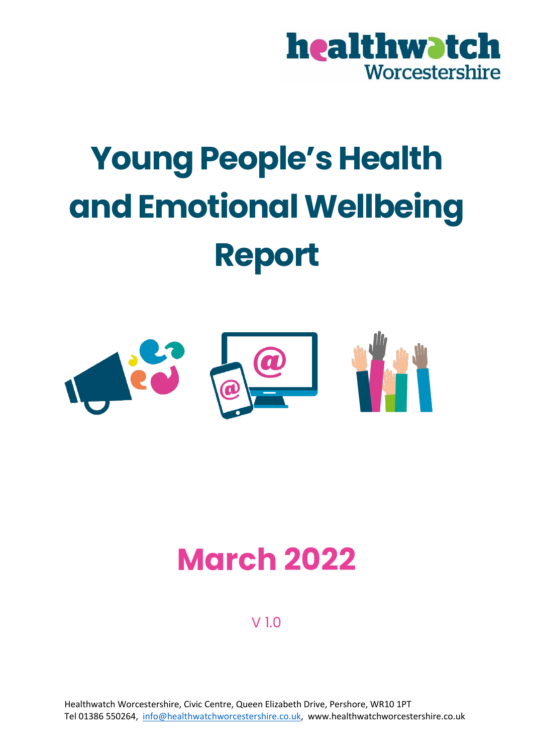healthwatch Worcestershire

# Young People's Health and Emotional Wellbeing Report

## March 2022

V 1.0

Healthwatch Worcestershire, Civic Centre, Queen Elizabeth Drive, Pershore, WR10 1PT
Tel 01386 550264, info@healthwatchworcestershire.co.uk, www.healthwatchworcestershire.co.uk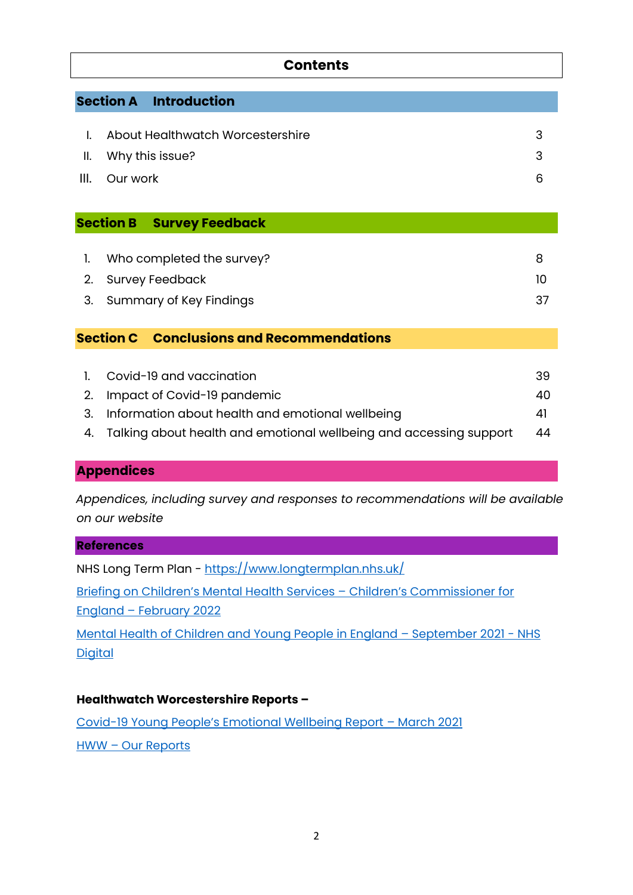# Contents

## Section A Introduction

| | | |
|---|---|---|
| I. | About Healthwatch Worcestershire | 3 |
| II. | Why this issue? | 3 |
| III. | Our work | 6 |

## Section B Survey Feedback

| | | |
|---|---|---|
| 1. | Who completed the survey? | 8 |
| 2. | Survey Feedback | 10 |
| 3. | Summary of Key Findings | 37 |

## Section C Conclusions and Recommendations

| | | |
|---|---|---|
| 1. | Covid-19 and vaccination | 39 |
| 2. | Impact of Covid-19 pandemic | 40 |
| 3. | Information about health and emotional wellbeing | 41 |
| 4. | Talking about health and emotional wellbeing and accessing support | 44 |

## Appendices

*Appendices, including survey and responses to recommendations will be available on our website*

## References

NHS Long Term Plan - https://www.longtermplan.nhs.uk/

Briefing on Children's Mental Health Services – Children's Commissioner for England – February 2022

Mental Health of Children and Young People in England – September 2021 - NHS Digital

**Healthwatch Worcestershire Reports –**

Covid-19 Young People's Emotional Wellbeing Report – March 2021

HWW – Our Reports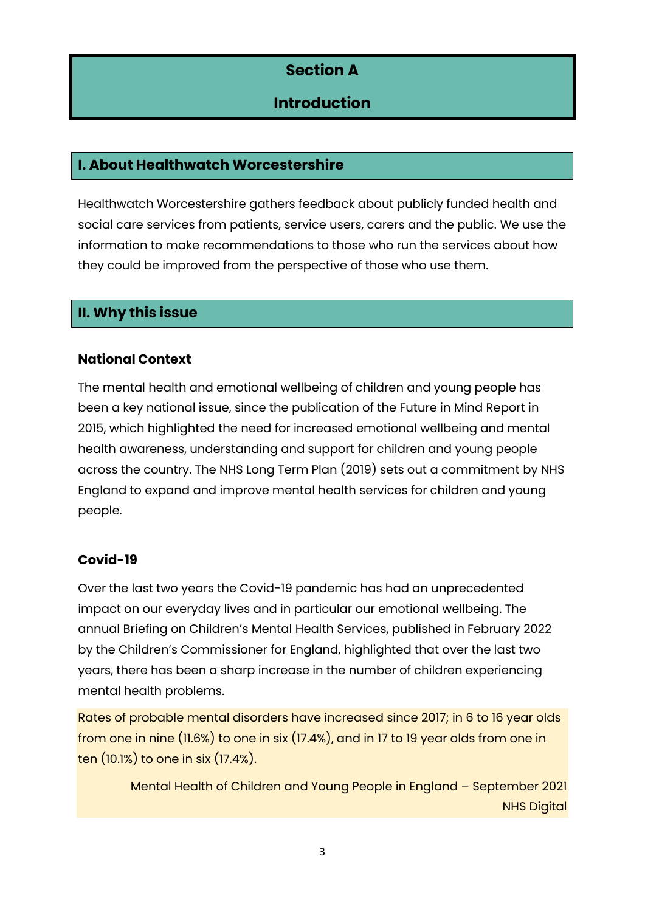# Section A

# Introduction

## I. About Healthwatch Worcestershire

Healthwatch Worcestershire gathers feedback about publicly funded health and social care services from patients, service users, carers and the public. We use the information to make recommendations to those who run the services about how they could be improved from the perspective of those who use them.

## II. Why this issue

### National Context

The mental health and emotional wellbeing of children and young people has been a key national issue, since the publication of the Future in Mind Report in 2015, which highlighted the need for increased emotional wellbeing and mental health awareness, understanding and support for children and young people across the country. The NHS Long Term Plan (2019) sets out a commitment by NHS England to expand and improve mental health services for children and young people.

### Covid-19

Over the last two years the Covid-19 pandemic has had an unprecedented impact on our everyday lives and in particular our emotional wellbeing. The annual Briefing on Children's Mental Health Services, published in February 2022 by the Children's Commissioner for England, highlighted that over the last two years, there has been a sharp increase in the number of children experiencing mental health problems.

> Rates of probable mental disorders have increased since 2017; in 6 to 16 year olds from one in nine (11.6%) to one in six (17.4%), and in 17 to 19 year olds from one in ten (10.1%) to one in six (17.4%).
>
> Mental Health of Children and Young People in England – September 2021
> NHS Digital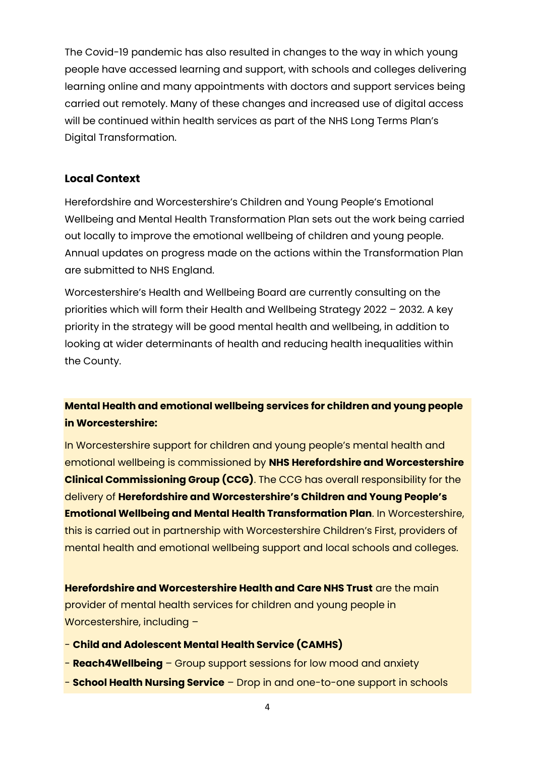The Covid-19 pandemic has also resulted in changes to the way in which young people have accessed learning and support, with schools and colleges delivering learning online and many appointments with doctors and support services being carried out remotely. Many of these changes and increased use of digital access will be continued within health services as part of the NHS Long Terms Plan's Digital Transformation.

### Local Context

Herefordshire and Worcestershire's Children and Young People's Emotional Wellbeing and Mental Health Transformation Plan sets out the work being carried out locally to improve the emotional wellbeing of children and young people. Annual updates on progress made on the actions within the Transformation Plan are submitted to NHS England.

Worcestershire's Health and Wellbeing Board are currently consulting on the priorities which will form their Health and Wellbeing Strategy 2022 – 2032. A key priority in the strategy will be good mental health and wellbeing, in addition to looking at wider determinants of health and reducing health inequalities within the County.

**Mental Health and emotional wellbeing services for children and young people in Worcestershire:**

In Worcestershire support for children and young people's mental health and emotional wellbeing is commissioned by **NHS Herefordshire and Worcestershire Clinical Commissioning Group (CCG)**. The CCG has overall responsibility for the delivery of **Herefordshire and Worcestershire's Children and Young People's Emotional Wellbeing and Mental Health Transformation Plan**. In Worcestershire, this is carried out in partnership with Worcestershire Children's First, providers of mental health and emotional wellbeing support and local schools and colleges.

**Herefordshire and Worcestershire Health and Care NHS Trust** are the main provider of mental health services for children and young people in Worcestershire, including –

- **Child and Adolescent Mental Health Service (CAMHS)**
- **Reach4Wellbeing** – Group support sessions for low mood and anxiety
- **School Health Nursing Service** – Drop in and one-to-one support in schools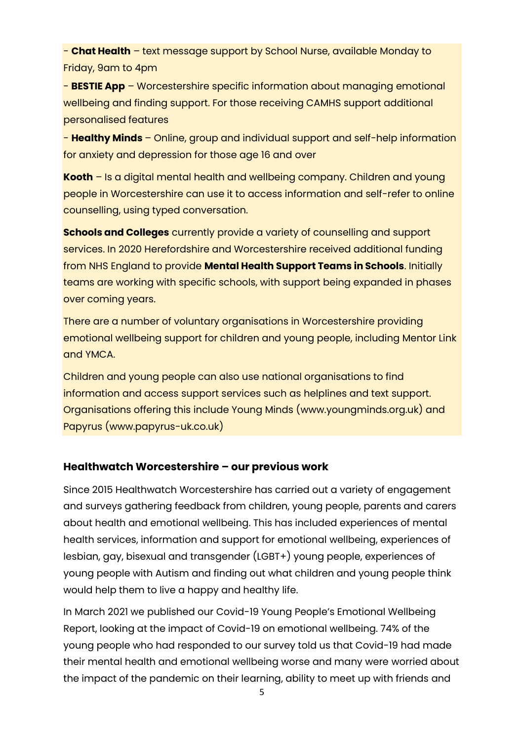- **Chat Health** – text message support by School Nurse, available Monday to Friday, 9am to 4pm

- **BESTIE App** – Worcestershire specific information about managing emotional wellbeing and finding support. For those receiving CAMHS support additional personalised features

- **Healthy Minds** – Online, group and individual support and self-help information for anxiety and depression for those age 16 and over

**Kooth** – Is a digital mental health and wellbeing company. Children and young people in Worcestershire can use it to access information and self-refer to online counselling, using typed conversation.

**Schools and Colleges** currently provide a variety of counselling and support services. In 2020 Herefordshire and Worcestershire received additional funding from NHS England to provide **Mental Health Support Teams in Schools**. Initially teams are working with specific schools, with support being expanded in phases over coming years.

There are a number of voluntary organisations in Worcestershire providing emotional wellbeing support for children and young people, including Mentor Link and YMCA.

Children and young people can also use national organisations to find information and access support services such as helplines and text support. Organisations offering this include Young Minds (www.youngminds.org.uk) and Papyrus (www.papyrus-uk.co.uk)

## Healthwatch Worcestershire – our previous work

Since 2015 Healthwatch Worcestershire has carried out a variety of engagement and surveys gathering feedback from children, young people, parents and carers about health and emotional wellbeing. This has included experiences of mental health services, information and support for emotional wellbeing, experiences of lesbian, gay, bisexual and transgender (LGBT+) young people, experiences of young people with Autism and finding out what children and young people think would help them to live a happy and healthy life.

In March 2021 we published our Covid-19 Young People's Emotional Wellbeing Report, looking at the impact of Covid-19 on emotional wellbeing. 74% of the young people who had responded to our survey told us that Covid-19 had made their mental health and emotional wellbeing worse and many were worried about the impact of the pandemic on their learning, ability to meet up with friends and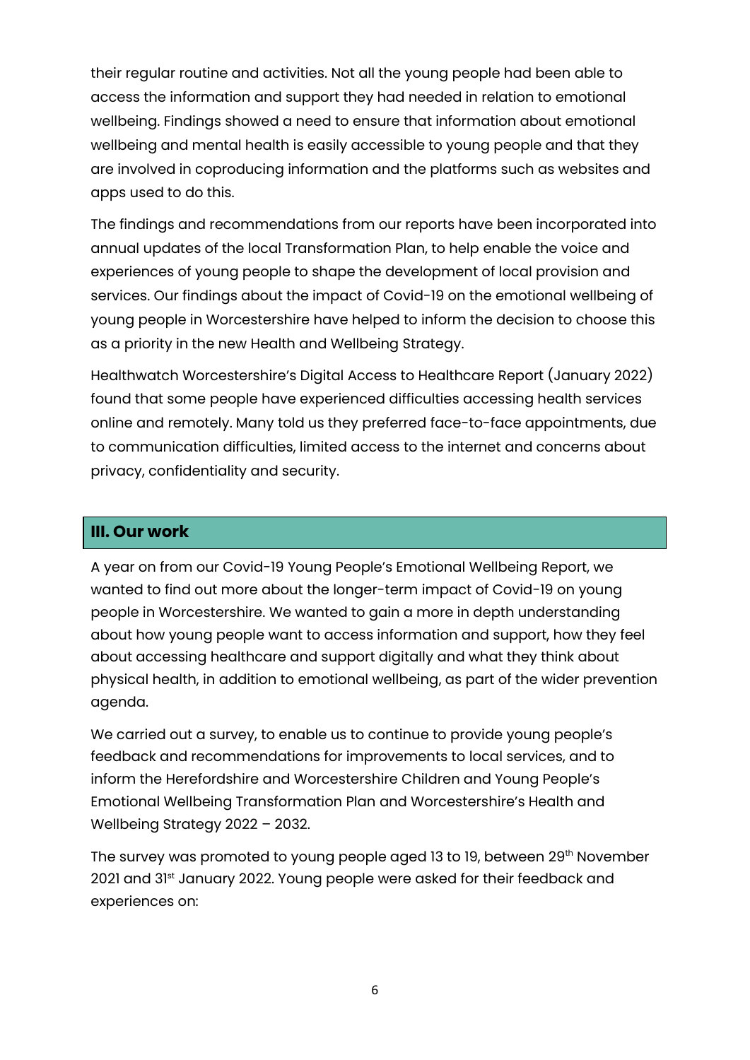their regular routine and activities. Not all the young people had been able to access the information and support they had needed in relation to emotional wellbeing. Findings showed a need to ensure that information about emotional wellbeing and mental health is easily accessible to young people and that they are involved in coproducing information and the platforms such as websites and apps used to do this.

The findings and recommendations from our reports have been incorporated into annual updates of the local Transformation Plan, to help enable the voice and experiences of young people to shape the development of local provision and services. Our findings about the impact of Covid-19 on the emotional wellbeing of young people in Worcestershire have helped to inform the decision to choose this as a priority in the new Health and Wellbeing Strategy.

Healthwatch Worcestershire's Digital Access to Healthcare Report (January 2022) found that some people have experienced difficulties accessing health services online and remotely. Many told us they preferred face-to-face appointments, due to communication difficulties, limited access to the internet and concerns about privacy, confidentiality and security.

## III. Our work

A year on from our Covid-19 Young People's Emotional Wellbeing Report, we wanted to find out more about the longer-term impact of Covid-19 on young people in Worcestershire. We wanted to gain a more in depth understanding about how young people want to access information and support, how they feel about accessing healthcare and support digitally and what they think about physical health, in addition to emotional wellbeing, as part of the wider prevention agenda.

We carried out a survey, to enable us to continue to provide young people's feedback and recommendations for improvements to local services, and to inform the Herefordshire and Worcestershire Children and Young People's Emotional Wellbeing Transformation Plan and Worcestershire's Health and Wellbeing Strategy 2022 – 2032.

The survey was promoted to young people aged 13 to 19, between 29th November 2021 and 31st January 2022. Young people were asked for their feedback and experiences on: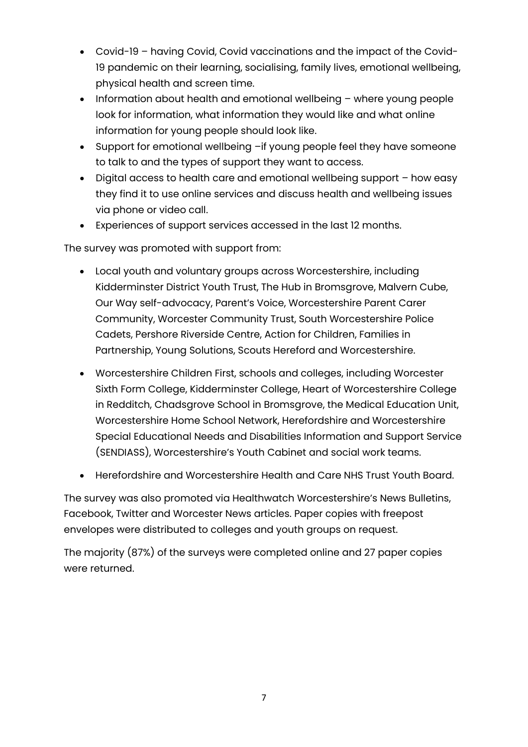- Covid-19 – having Covid, Covid vaccinations and the impact of the Covid-19 pandemic on their learning, socialising, family lives, emotional wellbeing, physical health and screen time.
- Information about health and emotional wellbeing – where young people look for information, what information they would like and what online information for young people should look like.
- Support for emotional wellbeing –if young people feel they have someone to talk to and the types of support they want to access.
- Digital access to health care and emotional wellbeing support – how easy they find it to use online services and discuss health and wellbeing issues via phone or video call.
- Experiences of support services accessed in the last 12 months.

The survey was promoted with support from:

- Local youth and voluntary groups across Worcestershire, including Kidderminster District Youth Trust, The Hub in Bromsgrove, Malvern Cube, Our Way self-advocacy, Parent's Voice, Worcestershire Parent Carer Community, Worcester Community Trust, South Worcestershire Police Cadets, Pershore Riverside Centre, Action for Children, Families in Partnership, Young Solutions, Scouts Hereford and Worcestershire.

- Worcestershire Children First, schools and colleges, including Worcester Sixth Form College, Kidderminster College, Heart of Worcestershire College in Redditch, Chadsgrove School in Bromsgrove, the Medical Education Unit, Worcestershire Home School Network, Herefordshire and Worcestershire Special Educational Needs and Disabilities Information and Support Service (SENDIASS), Worcestershire's Youth Cabinet and social work teams.

- Herefordshire and Worcestershire Health and Care NHS Trust Youth Board.

The survey was also promoted via Healthwatch Worcestershire's News Bulletins, Facebook, Twitter and Worcester News articles. Paper copies with freepost envelopes were distributed to colleges and youth groups on request.

The majority (87%) of the surveys were completed online and 27 paper copies were returned.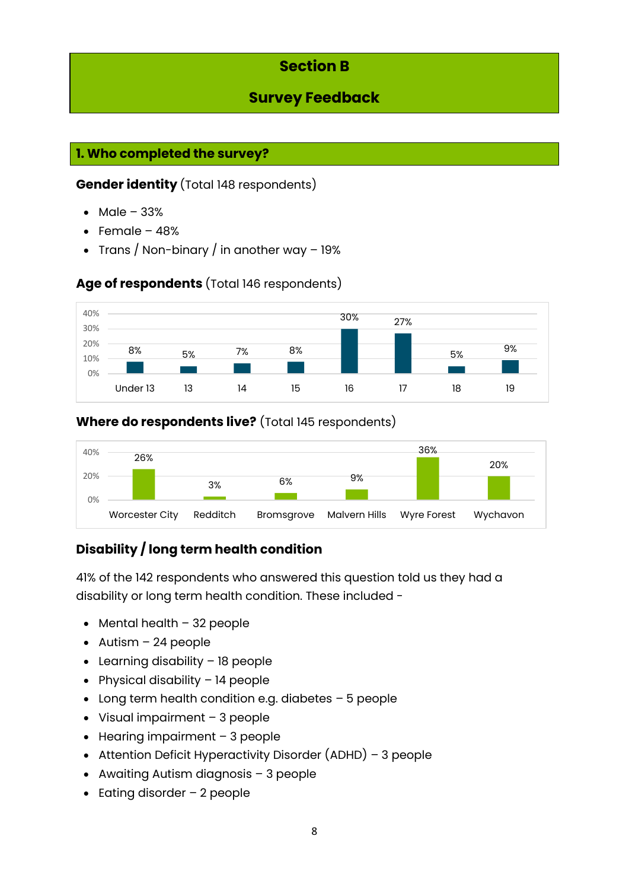# Section B

# Survey Feedback

## 1. Who completed the survey?

**Gender identity** (Total 148 respondents)

- Male – 33%
- Female – 48%
- Trans / Non-binary / in another way – 19%

**Age of respondents** (Total 146 respondents)

| Under 13 | 13 | 14 | 15 | 16 | 17 | 18 | 19 |
|---|---|---|---|---|---|---|---|
| 8% | 5% | 7% | 8% | 30% | 27% | 5% | 9% |

**Where do respondents live?** (Total 145 respondents)

| Worcester City | Redditch | Bromsgrove | Malvern Hills | Wyre Forest | Wychavon |
|---|---|---|---|---|---|
| 26% | 3% | 6% | 9% | 36% | 20% |

**Disability / long term health condition**

41% of the 142 respondents who answered this question told us they had a disability or long term health condition. These included -

- Mental health – 32 people
- Autism – 24 people
- Learning disability – 18 people
- Physical disability – 14 people
- Long term health condition e.g. diabetes – 5 people
- Visual impairment – 3 people
- Hearing impairment – 3 people
- Attention Deficit Hyperactivity Disorder (ADHD) – 3 people
- Awaiting Autism diagnosis – 3 people
- Eating disorder – 2 people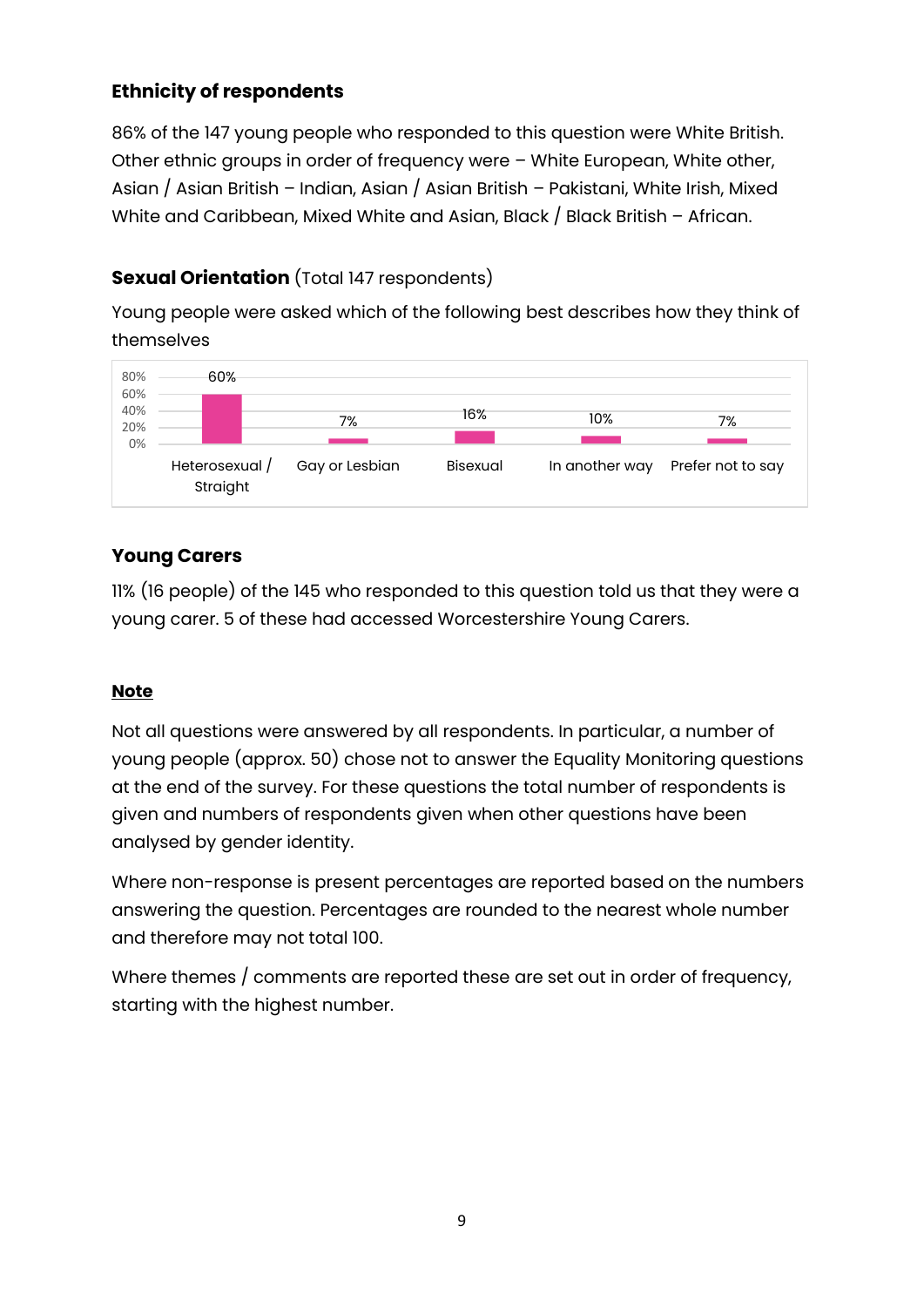### Ethnicity of respondents

86% of the 147 young people who responded to this question were White British. Other ethnic groups in order of frequency were – White European, White other, Asian / Asian British – Indian, Asian / Asian British – Pakistani, White Irish, Mixed White and Caribbean, Mixed White and Asian, Black / Black British – African.

### **Sexual Orientation** (Total 147 respondents)

Young people were asked which of the following best describes how they think of themselves

| Heterosexual / Straight | Gay or Lesbian | Bisexual | In another way | Prefer not to say |
|---|---|---|---|---|
| 60% | 7% | 16% | 10% | 7% |

### Young Carers

11% (16 people) of the 145 who responded to this question told us that they were a young carer. 5 of these had accessed Worcestershire Young Carers.

**Note**

Not all questions were answered by all respondents. In particular, a number of young people (approx. 50) chose not to answer the Equality Monitoring questions at the end of the survey. For these questions the total number of respondents is given and numbers of respondents given when other questions have been analysed by gender identity.

Where non-response is present percentages are reported based on the numbers answering the question. Percentages are rounded to the nearest whole number and therefore may not total 100.

Where themes / comments are reported these are set out in order of frequency, starting with the highest number.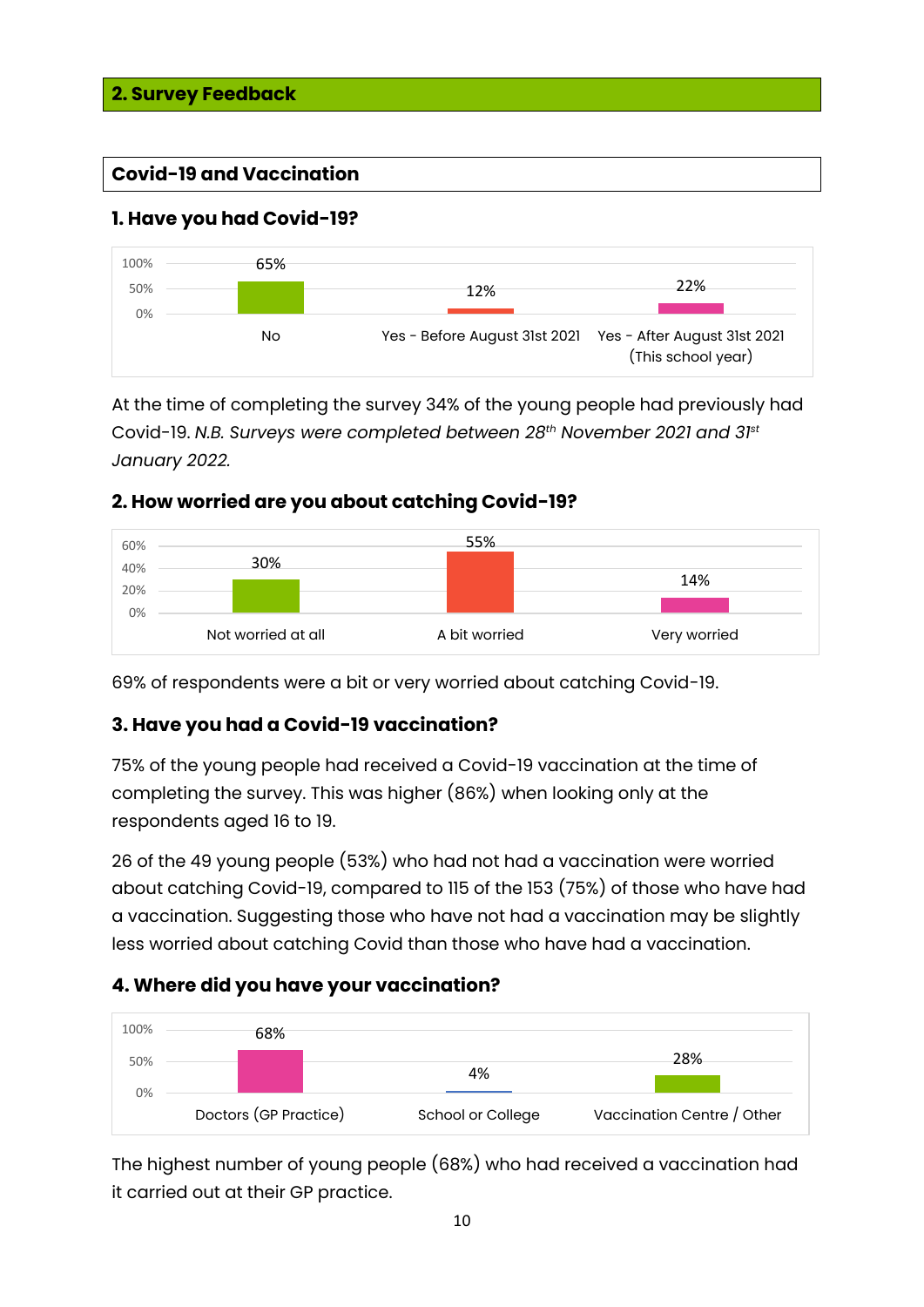## 2. Survey Feedback

### Covid-19 and Vaccination

#### 1. Have you had Covid-19?

| No | Yes - Before August 31st 2021 | Yes - After August 31st 2021 (This school year) |
|---|---|---|
| 65% | 12% | 22% |

At the time of completing the survey 34% of the young people had previously had Covid-19. *N.B. Surveys were completed between 28th November 2021 and 31st January 2022.*

#### 2. How worried are you about catching Covid-19?

| Not worried at all | A bit worried | Very worried |
|---|---|---|
| 30% | 55% | 14% |

69% of respondents were a bit or very worried about catching Covid-19.

#### 3. Have you had a Covid-19 vaccination?

75% of the young people had received a Covid-19 vaccination at the time of completing the survey. This was higher (86%) when looking only at the respondents aged 16 to 19.

26 of the 49 young people (53%) who had not had a vaccination were worried about catching Covid-19, compared to 115 of the 153 (75%) of those who have had a vaccination. Suggesting those who have not had a vaccination may be slightly less worried about catching Covid than those who have had a vaccination.

#### 4. Where did you have your vaccination?

| Doctors (GP Practice) | School or College | Vaccination Centre / Other |
|---|---|---|
| 68% | 4% | 28% |

The highest number of young people (68%) who had received a vaccination had it carried out at their GP practice.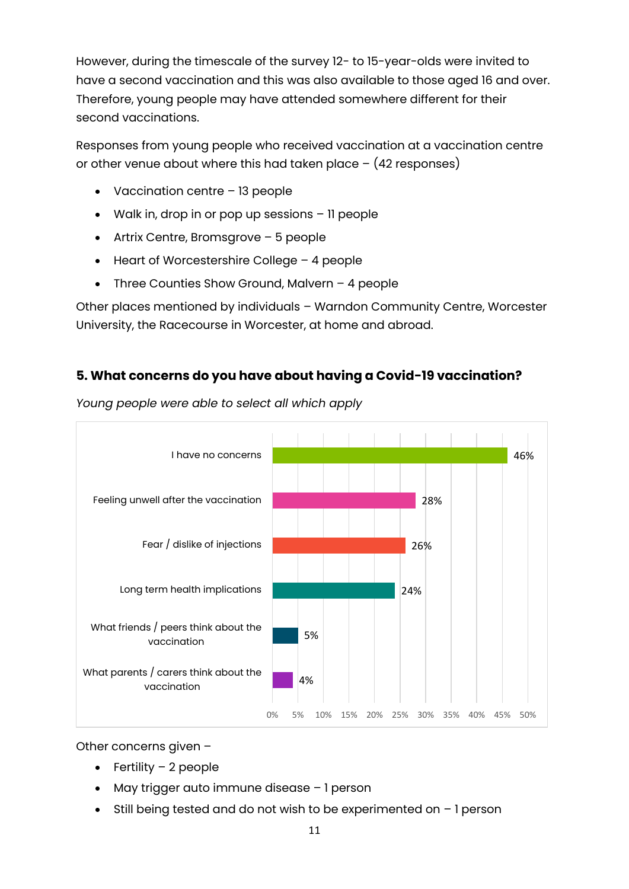However, during the timescale of the survey 12- to 15-year-olds were invited to have a second vaccination and this was also available to those aged 16 and over. Therefore, young people may have attended somewhere different for their second vaccinations.

Responses from young people who received vaccination at a vaccination centre or other venue about where this had taken place – (42 responses)

- Vaccination centre – 13 people
- Walk in, drop in or pop up sessions – 11 people
- Artrix Centre, Bromsgrove – 5 people
- Heart of Worcestershire College – 4 people
- Three Counties Show Ground, Malvern – 4 people

Other places mentioned by individuals – Warndon Community Centre, Worcester University, the Racecourse in Worcester, at home and abroad.

## 5. What concerns do you have about having a Covid-19 vaccination?

*Young people were able to select all which apply*

| Concern | Percentage |
|---|---|
| I have no concerns | 46% |
| Feeling unwell after the vaccination | 28% |
| Fear / dislike of injections | 26% |
| Long term health implications | 24% |
| What friends / peers think about the vaccination | 5% |
| What parents / carers think about the vaccination | 4% |

Other concerns given –

- Fertility – 2 people
- May trigger auto immune disease – 1 person
- Still being tested and do not wish to be experimented on – 1 person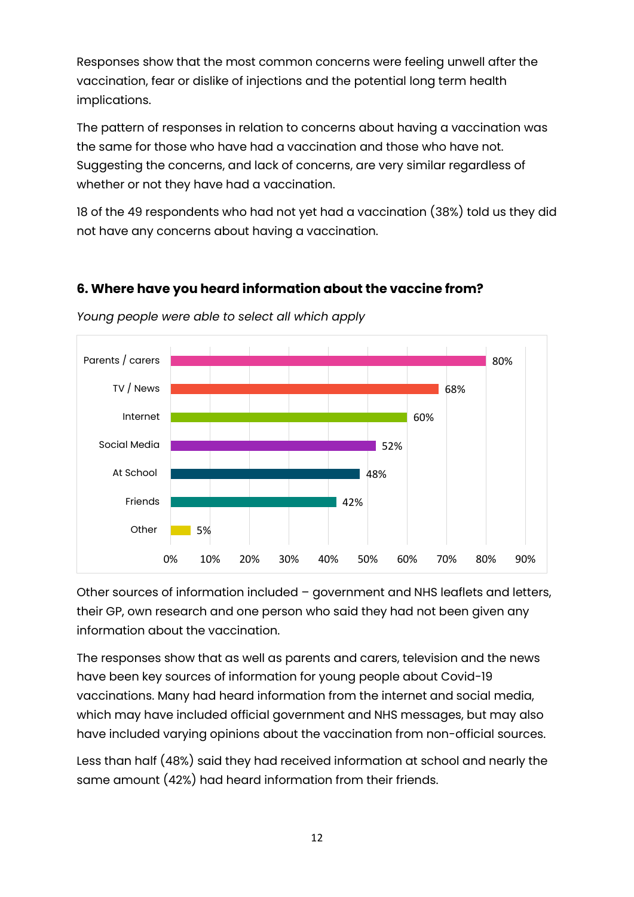Responses show that the most common concerns were feeling unwell after the vaccination, fear or dislike of injections and the potential long term health implications.

The pattern of responses in relation to concerns about having a vaccination was the same for those who have had a vaccination and those who have not. Suggesting the concerns, and lack of concerns, are very similar regardless of whether or not they have had a vaccination.

18 of the 49 respondents who had not yet had a vaccination (38%) told us they did not have any concerns about having a vaccination.

### 6. Where have you heard information about the vaccine from?

*Young people were able to select all which apply*

| Source | Percentage |
|---|---|
| Parents / carers | 80% |
| TV / News | 68% |
| Internet | 60% |
| Social Media | 52% |
| At School | 48% |
| Friends | 42% |
| Other | 5% |

Other sources of information included – government and NHS leaflets and letters, their GP, own research and one person who said they had not been given any information about the vaccination.

The responses show that as well as parents and carers, television and the news have been key sources of information for young people about Covid-19 vaccinations. Many had heard information from the internet and social media, which may have included official government and NHS messages, but may also have included varying opinions about the vaccination from non-official sources.

Less than half (48%) said they had received information at school and nearly the same amount (42%) had heard information from their friends.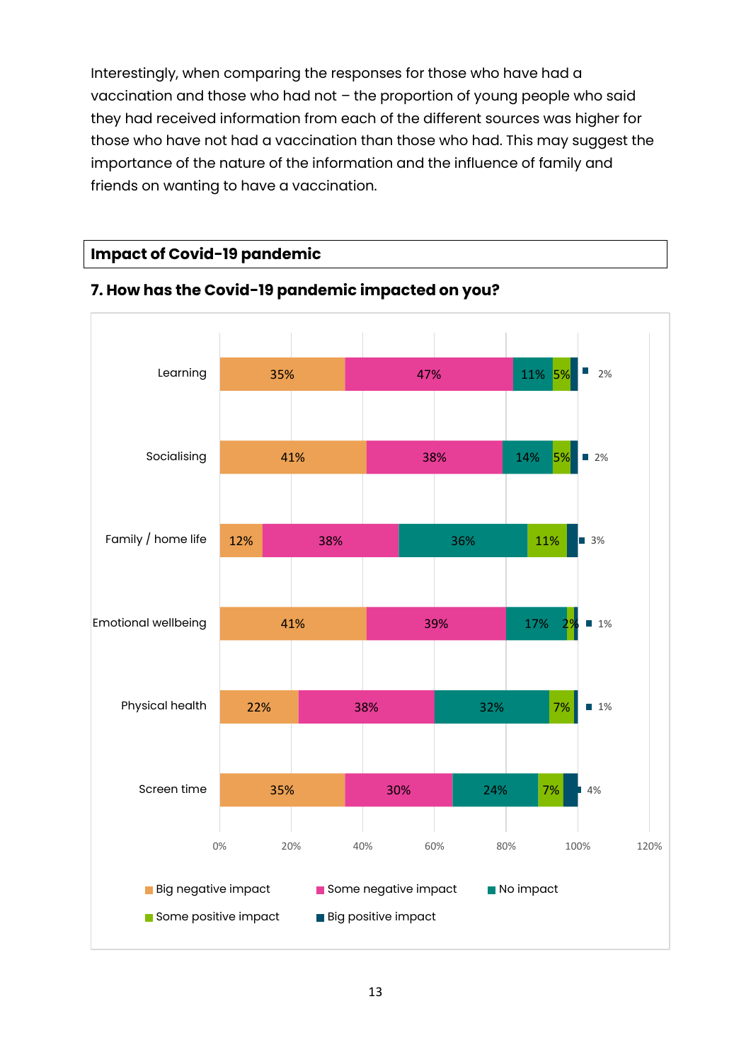Interestingly, when comparing the responses for those who have had a vaccination and those who had not – the proportion of young people who said they had received information from each of the different sources was higher for those who have not had a vaccination than those who had. This may suggest the importance of the nature of the information and the influence of family and friends on wanting to have a vaccination.

## Impact of Covid-19 pandemic

### 7. How has the Covid-19 pandemic impacted on you?

| | Big negative impact | Some negative impact | No impact | Some positive impact | Big positive impact |
|---|---|---|---|---|---|
| Learning | 35% | 47% | 11% | 5% | 2% |
| Socialising | 41% | 38% | 14% | 5% | 2% |
| Family / home life | 12% | 38% | 36% | 11% | 3% |
| Emotional wellbeing | 41% | 39% | 17% | 2% | 1% |
| Physical health | 22% | 38% | 32% | 7% | 1% |
| Screen time | 35% | 30% | 24% | 7% | 4% |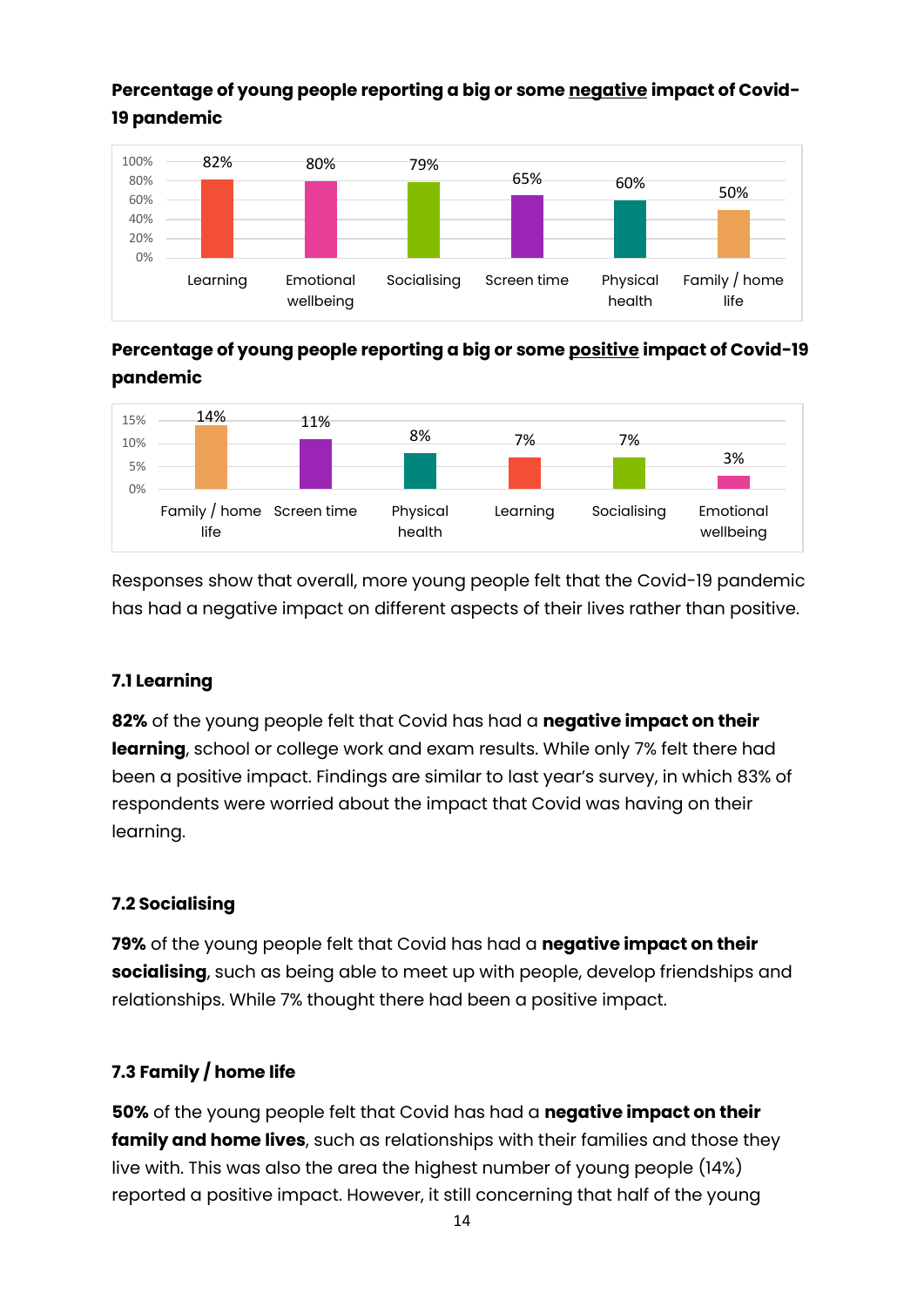**Percentage of young people reporting a big or some negative impact of Covid-19 pandemic**

| Learning | Emotional wellbeing | Socialising | Screen time | Physical health | Family / home life |
|---|---|---|---|---|---|
| 82% | 80% | 79% | 65% | 60% | 50% |

**Percentage of young people reporting a big or some positive impact of Covid-19 pandemic**

| Family / home life | Screen time | Physical health | Learning | Socialising | Emotional wellbeing |
|---|---|---|---|---|---|
| 14% | 11% | 8% | 7% | 7% | 3% |

Responses show that overall, more young people felt that the Covid-19 pandemic has had a negative impact on different aspects of their lives rather than positive.

### 7.1 Learning

**82%** of the young people felt that Covid has had a **negative impact on their learning**, school or college work and exam results. While only 7% felt there had been a positive impact. Findings are similar to last year's survey, in which 83% of respondents were worried about the impact that Covid was having on their learning.

### 7.2 Socialising

**79%** of the young people felt that Covid has had a **negative impact on their socialising**, such as being able to meet up with people, develop friendships and relationships. While 7% thought there had been a positive impact.

### 7.3 Family / home life

**50%** of the young people felt that Covid has had a **negative impact on their family and home lives**, such as relationships with their families and those they live with. This was also the area the highest number of young people (14%) reported a positive impact. However, it still concerning that half of the young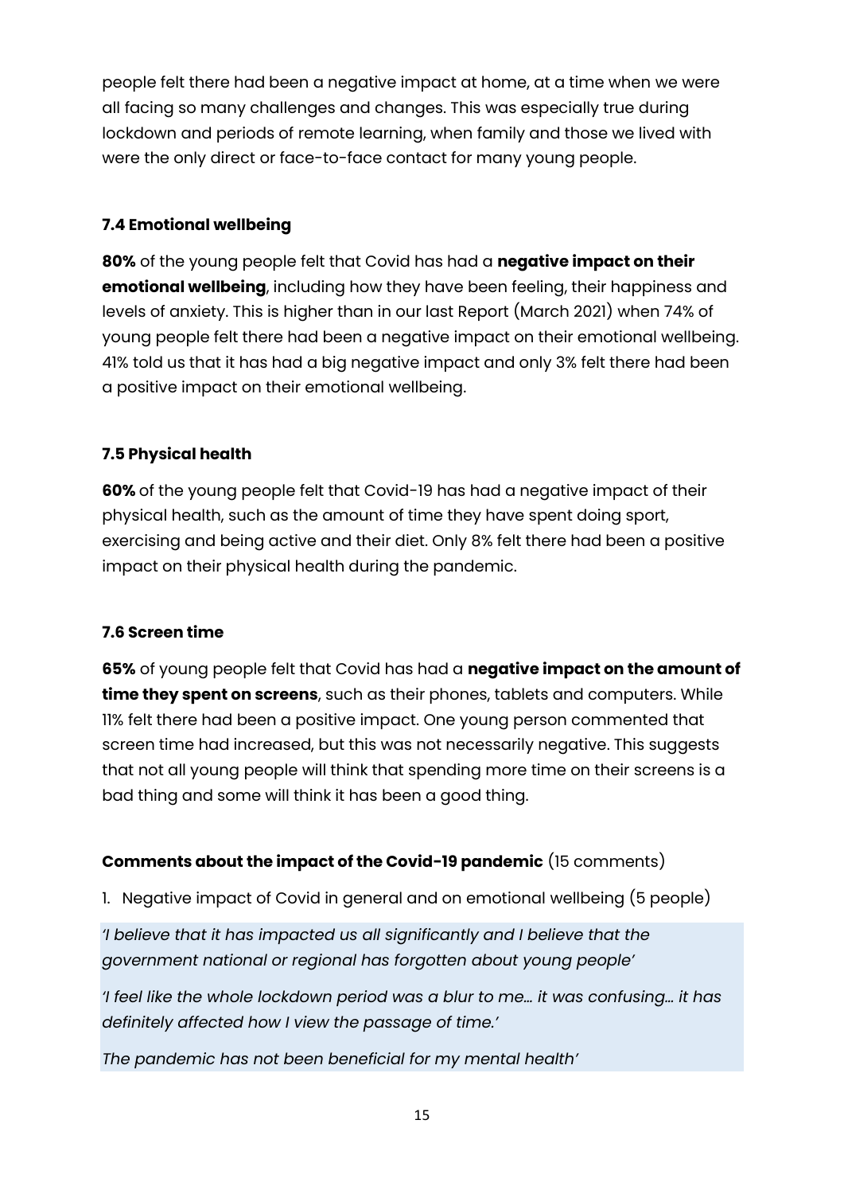people felt there had been a negative impact at home, at a time when we were all facing so many challenges and changes. This was especially true during lockdown and periods of remote learning, when family and those we lived with were the only direct or face-to-face contact for many young people.

### 7.4 Emotional wellbeing

**80%** of the young people felt that Covid has had a **negative impact on their emotional wellbeing**, including how they have been feeling, their happiness and levels of anxiety. This is higher than in our last Report (March 2021) when 74% of young people felt there had been a negative impact on their emotional wellbeing. 41% told us that it has had a big negative impact and only 3% felt there had been a positive impact on their emotional wellbeing.

### 7.5 Physical health

**60%** of the young people felt that Covid-19 has had a negative impact of their physical health, such as the amount of time they have spent doing sport, exercising and being active and their diet. Only 8% felt there had been a positive impact on their physical health during the pandemic.

### 7.6 Screen time

**65%** of young people felt that Covid has had a **negative impact on the amount of time they spent on screens**, such as their phones, tablets and computers. While 11% felt there had been a positive impact. One young person commented that screen time had increased, but this was not necessarily negative. This suggests that not all young people will think that spending more time on their screens is a bad thing and some will think it has been a good thing.

**Comments about the impact of the Covid-19 pandemic** (15 comments)

1. Negative impact of Covid in general and on emotional wellbeing (5 people)

*'I believe that it has impacted us all significantly and I believe that the government national or regional has forgotten about young people'*

*'I feel like the whole lockdown period was a blur to me… it was confusing… it has definitely affected how I view the passage of time.'*

*The pandemic has not been beneficial for my mental health'*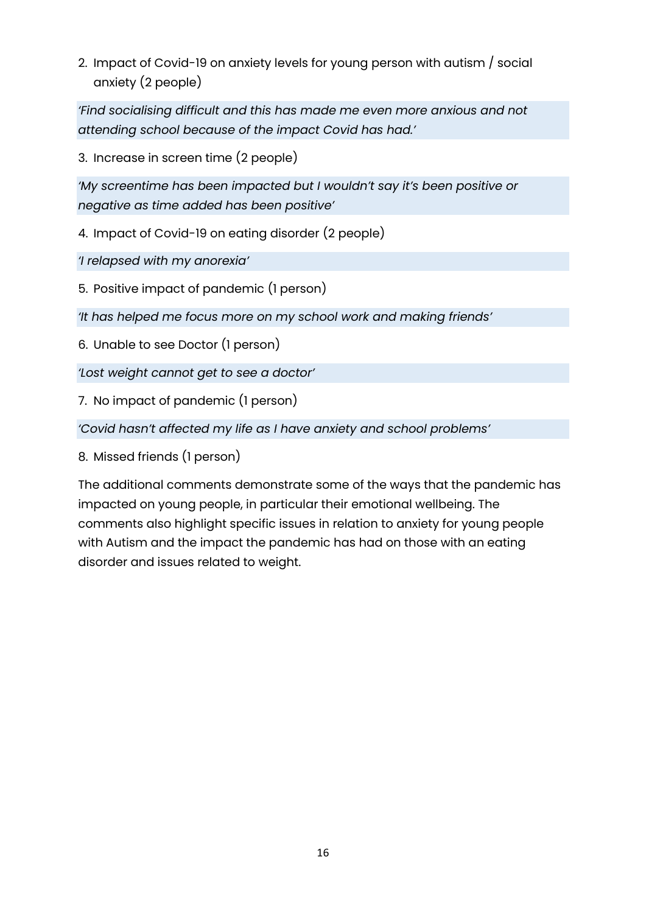2. Impact of Covid-19 on anxiety levels for young person with autism / social anxiety (2 people)

*'Find socialising difficult and this has made me even more anxious and not attending school because of the impact Covid has had.'*

3. Increase in screen time (2 people)

*'My screentime has been impacted but I wouldn't say it's been positive or negative as time added has been positive'*

4. Impact of Covid-19 on eating disorder (2 people)

*'I relapsed with my anorexia'*

5. Positive impact of pandemic (1 person)

*'It has helped me focus more on my school work and making friends'*

6. Unable to see Doctor (1 person)

*'Lost weight cannot get to see a doctor'*

7. No impact of pandemic (1 person)

*'Covid hasn't affected my life as I have anxiety and school problems'*

8. Missed friends (1 person)

The additional comments demonstrate some of the ways that the pandemic has impacted on young people, in particular their emotional wellbeing. The comments also highlight specific issues in relation to anxiety for young people with Autism and the impact the pandemic has had on those with an eating disorder and issues related to weight.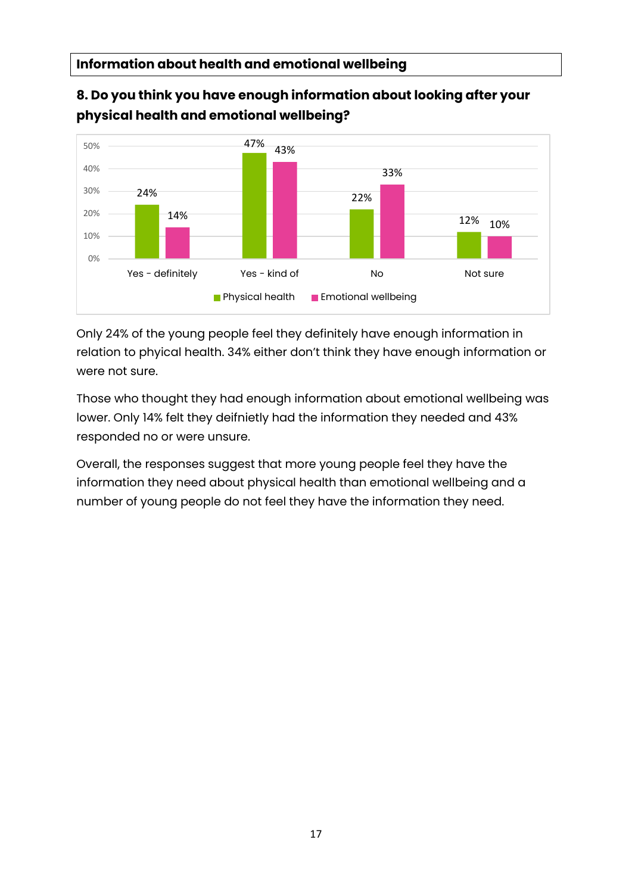## Information about health and emotional wellbeing

### 8. Do you think you have enough information about looking after your physical health and emotional wellbeing?

| | Physical health | Emotional wellbeing |
|---|---|---|
| Yes - definitely | 24% | 14% |
| Yes - kind of | 47% | 43% |
| No | 22% | 33% |
| Not sure | 12% | 10% |

Only 24% of the young people feel they definitely have enough information in relation to phyical health. 34% either don't think they have enough information or were not sure.

Those who thought they had enough information about emotional wellbeing was lower. Only 14% felt they deifniently had the information they needed and 43% responded no or were unsure.

Overall, the responses suggest that more young people feel they have the information they need about physical health than emotional wellbeing and a number of young people do not feel they have the information they need.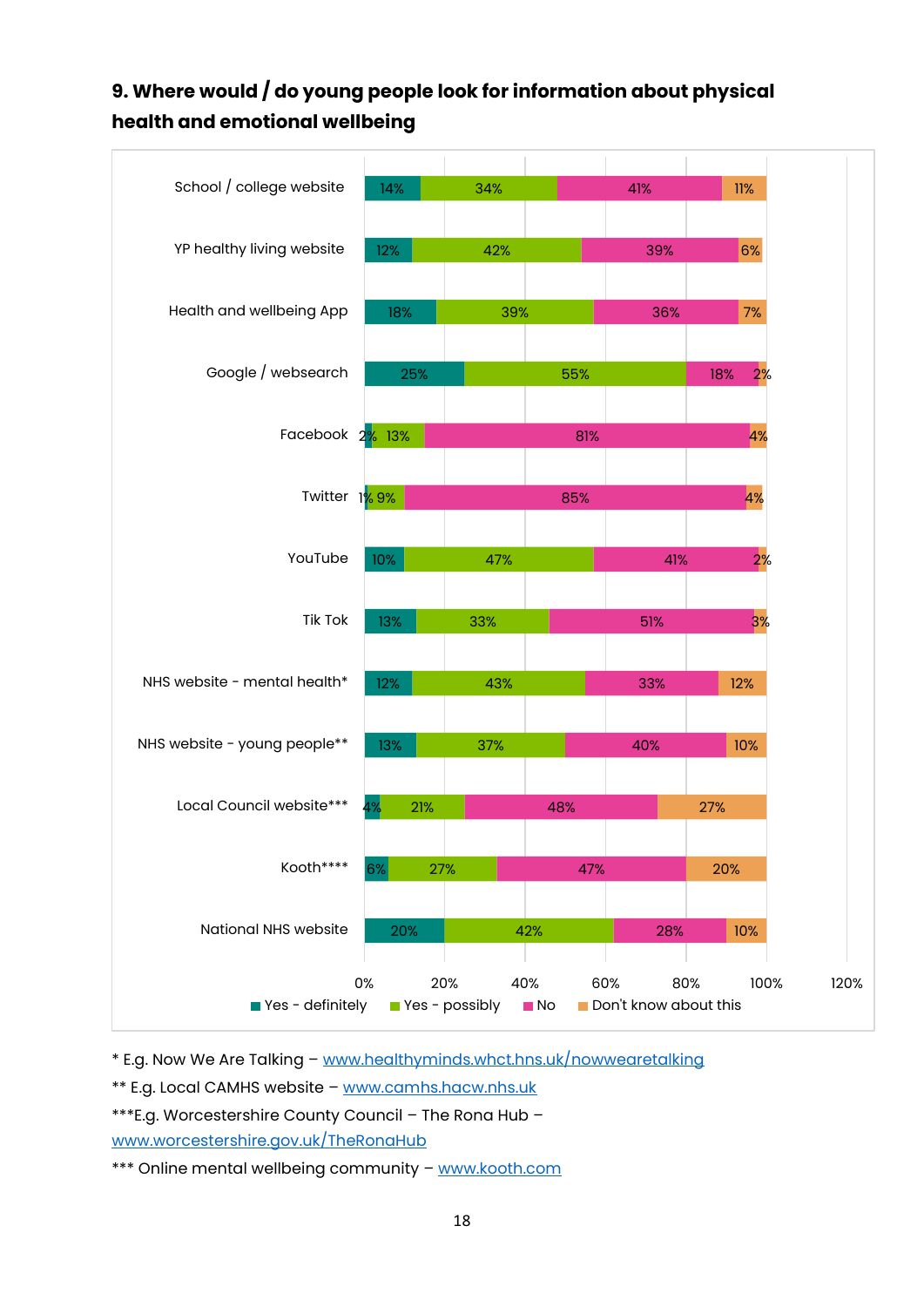## 9. Where would / do young people look for information about physical health and emotional wellbeing

| | Yes - definitely | Yes - possibly | No | Don't know about this |
|---|---|---|---|---|
| School / college website | 14% | 34% | 41% | 11% |
| YP healthy living website | 12% | 42% | 39% | 6% |
| Health and wellbeing App | 18% | 39% | 36% | 7% |
| Google / websearch | 25% | 55% | 18% | 2% |
| Facebook | 2% | 13% | 81% | 4% |
| Twitter | 1% | 9% | 85% | 4% |
| YouTube | 10% | 47% | 41% | 2% |
| Tik Tok | 13% | 33% | 51% | 3% |
| NHS website - mental health* | 12% | 43% | 33% | 12% |
| NHS website - young people** | 13% | 37% | 40% | 10% |
| Local Council website*** | 4% | 21% | 48% | 27% |
| Kooth**** | 6% | 27% | 47% | 20% |
| National NHS website | 20% | 42% | 28% | 10% |

\* E.g. Now We Are Talking – www.healthyminds.whct.hns.uk/nowwearetalking

\*\* E.g. Local CAMHS website – www.camhs.hacw.nhs.uk

\*\*\*E.g. Worcestershire County Council – The Rona Hub – www.worcestershire.gov.uk/TheRonaHub

\*\*\* Online mental wellbeing community – www.kooth.com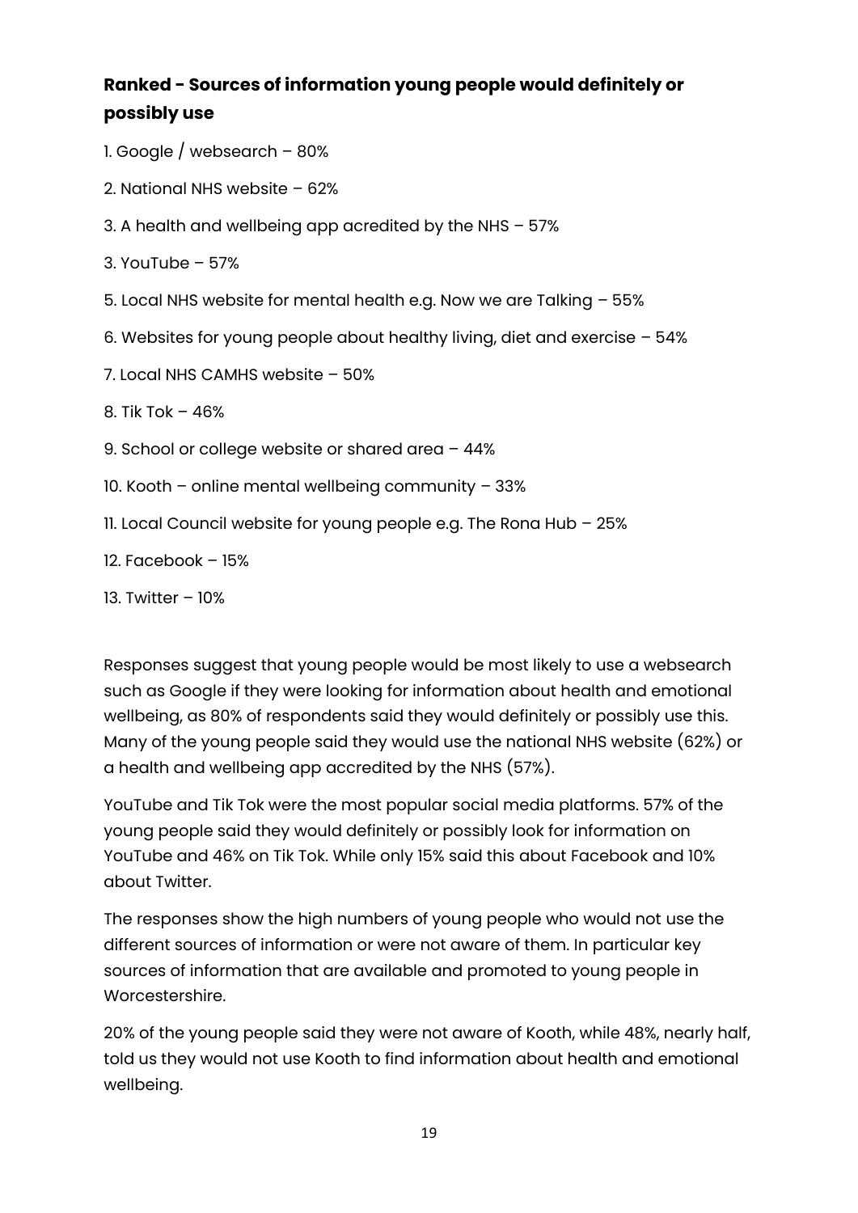### Ranked - Sources of information young people would definitely or possibly use

1. Google / websearch – 80%
2. National NHS website – 62%
3. A health and wellbeing app acredited by the NHS – 57%
3. YouTube – 57%
5. Local NHS website for mental health e.g. Now we are Talking – 55%
6. Websites for young people about healthy living, diet and exercise – 54%
7. Local NHS CAMHS website – 50%
8. Tik Tok – 46%
9. School or college website or shared area – 44%
10. Kooth – online mental wellbeing community – 33%
11. Local Council website for young people e.g. The Rona Hub – 25%
12. Facebook – 15%
13. Twitter – 10%

Responses suggest that young people would be most likely to use a websearch such as Google if they were looking for information about health and emotional wellbeing, as 80% of respondents said they would definitely or possibly use this. Many of the young people said they would use the national NHS website (62%) or a health and wellbeing app accredited by the NHS (57%).

YouTube and Tik Tok were the most popular social media platforms. 57% of the young people said they would definitely or possibly look for information on YouTube and 46% on Tik Tok. While only 15% said this about Facebook and 10% about Twitter.

The responses show the high numbers of young people who would not use the different sources of information or were not aware of them. In particular key sources of information that are available and promoted to young people in Worcestershire.

20% of the young people said they were not aware of Kooth, while 48%, nearly half, told us they would not use Kooth to find information about health and emotional wellbeing.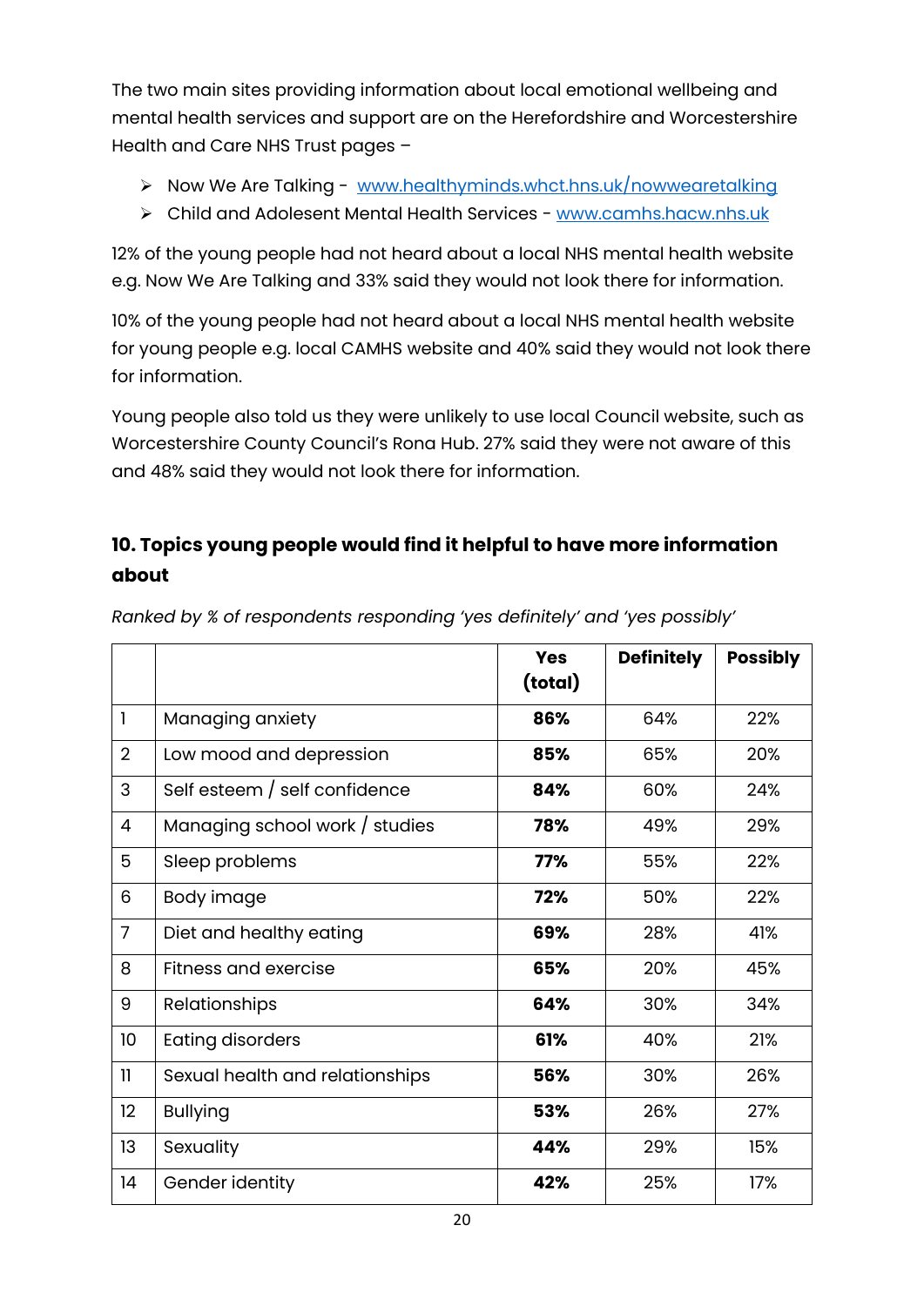The two main sites providing information about local emotional wellbeing and mental health services and support are on the Herefordshire and Worcestershire Health and Care NHS Trust pages –

- Now We Are Talking - [www.healthyminds.whct.hns.uk/nowwearetalking](www.healthyminds.whct.hns.uk/nowwearetalking)
- Child and Adolesent Mental Health Services - [www.camhs.hacw.nhs.uk](www.camhs.hacw.nhs.uk)

12% of the young people had not heard about a local NHS mental health website e.g. Now We Are Talking and 33% said they would not look there for information.

10% of the young people had not heard about a local NHS mental health website for young people e.g. local CAMHS website and 40% said they would not look there for information.

Young people also told us they were unlikely to use local Council website, such as Worcestershire County Council's Rona Hub. 27% said they were not aware of this and 48% said they would not look there for information.

## 10. Topics young people would find it helpful to have more information about

*Ranked by % of respondents responding 'yes definitely' and 'yes possibly'*

| | | Yes (total) | Definitely | Possibly |
|---|---|---|---|---|
| 1 | Managing anxiety | **86%** | 64% | 22% |
| 2 | Low mood and depression | **85%** | 65% | 20% |
| 3 | Self esteem / self confidence | **84%** | 60% | 24% |
| 4 | Managing school work / studies | **78%** | 49% | 29% |
| 5 | Sleep problems | **77%** | 55% | 22% |
| 6 | Body image | **72%** | 50% | 22% |
| 7 | Diet and healthy eating | **69%** | 28% | 41% |
| 8 | Fitness and exercise | **65%** | 20% | 45% |
| 9 | Relationships | **64%** | 30% | 34% |
| 10 | Eating disorders | **61%** | 40% | 21% |
| 11 | Sexual health and relationships | **56%** | 30% | 26% |
| 12 | Bullying | **53%** | 26% | 27% |
| 13 | Sexuality | **44%** | 29% | 15% |
| 14 | Gender identity | **42%** | 25% | 17% |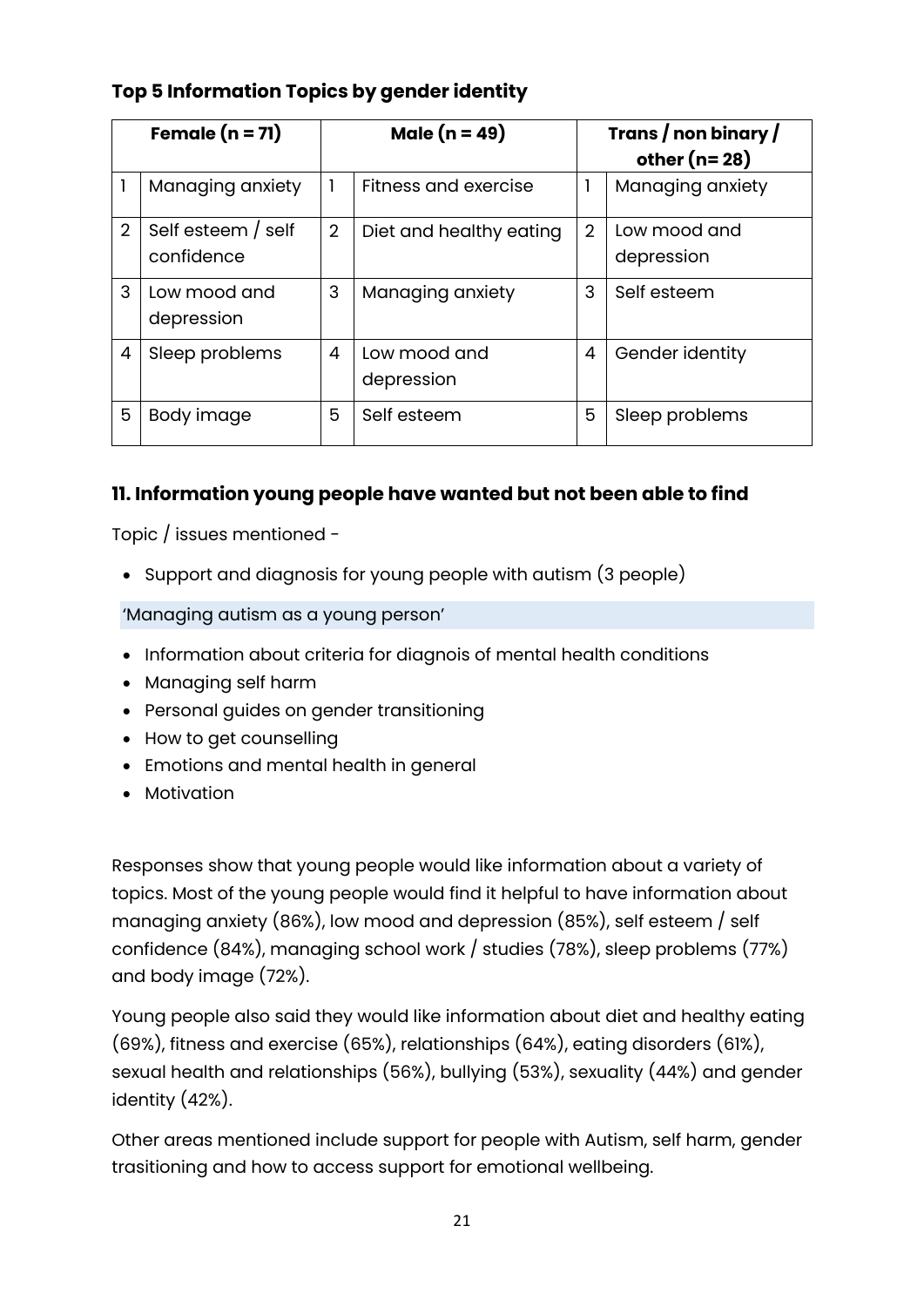### Top 5 Information Topics by gender identity

| Female (n = 71) | | Male (n = 49) | | Trans / non binary / other (n= 28) | |
|---|---|---|---|---|---|
| 1 | Managing anxiety | 1 | Fitness and exercise | 1 | Managing anxiety |
| 2 | Self esteem / self confidence | 2 | Diet and healthy eating | 2 | Low mood and depression |
| 3 | Low mood and depression | 3 | Managing anxiety | 3 | Self esteem |
| 4 | Sleep problems | 4 | Low mood and depression | 4 | Gender identity |
| 5 | Body image | 5 | Self esteem | 5 | Sleep problems |

## 11. Information young people have wanted but not been able to find

Topic / issues mentioned -

- Support and diagnosis for young people with autism (3 people)

'Managing autism as a young person'

- Information about criteria for diagnois of mental health conditions
- Managing self harm
- Personal guides on gender transitioning
- How to get counselling
- Emotions and mental health in general
- Motivation

Responses show that young people would like information about a variety of topics. Most of the young people would find it helpful to have information about managing anxiety (86%), low mood and depression (85%), self esteem / self confidence (84%), managing school work / studies (78%), sleep problems (77%) and body image (72%).

Young people also said they would like information about diet and healthy eating (69%), fitness and exercise (65%), relationships (64%), eating disorders (61%), sexual health and relationships (56%), bullying (53%), sexuality (44%) and gender identity (42%).

Other areas mentioned include support for people with Autism, self harm, gender trasitioning and how to access support for emotional wellbeing.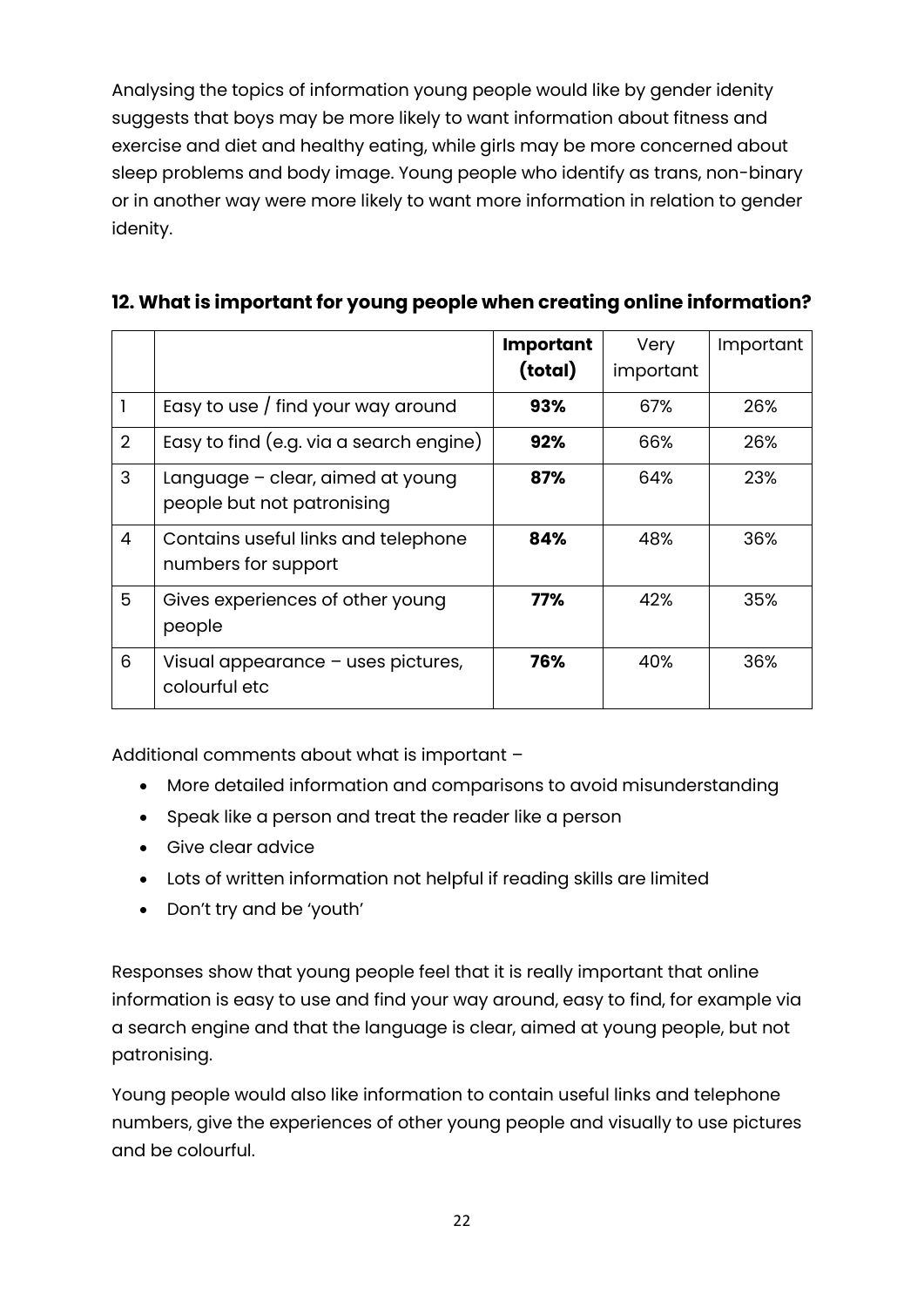Analysing the topics of information young people would like by gender idenity suggests that boys may be more likely to want information about fitness and exercise and diet and healthy eating, while girls may be more concerned about sleep problems and body image. Young people who identify as trans, non-binary or in another way were more likely to want more information in relation to gender idenity.

## 12. What is important for young people when creating online information?

| | | **Important (total)** | Very important | Important |
|---|---|---|---|---|
| 1 | Easy to use / find your way around | **93%** | 67% | 26% |
| 2 | Easy to find (e.g. via a search engine) | **92%** | 66% | 26% |
| 3 | Language – clear, aimed at young people but not patronising | **87%** | 64% | 23% |
| 4 | Contains useful links and telephone numbers for support | **84%** | 48% | 36% |
| 5 | Gives experiences of other young people | **77%** | 42% | 35% |
| 6 | Visual appearance – uses pictures, colourful etc | **76%** | 40% | 36% |

Additional comments about what is important –

- More detailed information and comparisons to avoid misunderstanding
- Speak like a person and treat the reader like a person
- Give clear advice
- Lots of written information not helpful if reading skills are limited
- Don't try and be 'youth'

Responses show that young people feel that it is really important that online information is easy to use and find your way around, easy to find, for example via a search engine and that the language is clear, aimed at young people, but not patronising.

Young people would also like information to contain useful links and telephone numbers, give the experiences of other young people and visually to use pictures and be colourful.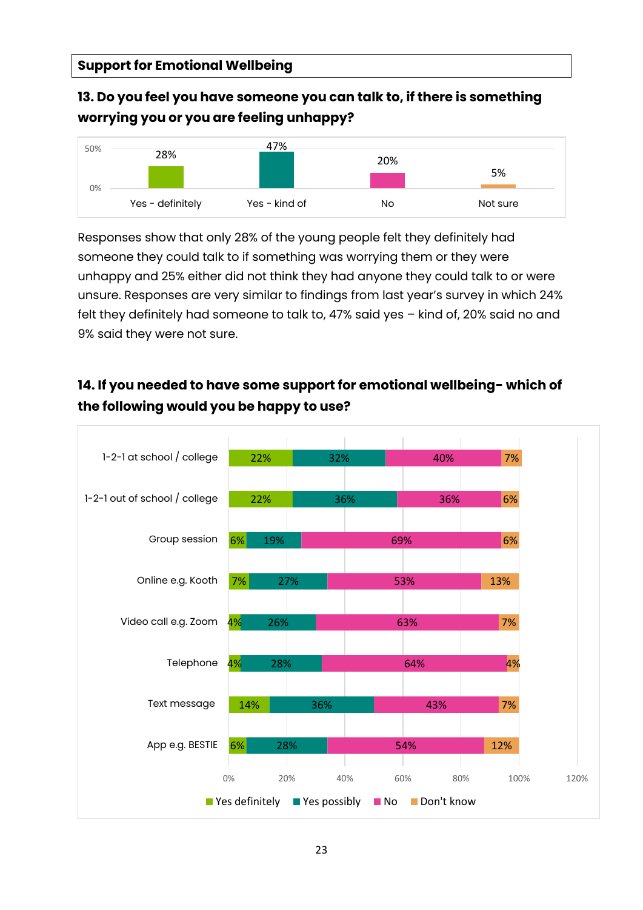## Support for Emotional Wellbeing

### 13. Do you feel you have someone you can talk to, if there is something worrying you or you are feeling unhappy?

| Yes - definitely | Yes - kind of | No | Not sure |
|---|---|---|---|
| 28% | 47% | 20% | 5% |

Responses show that only 28% of the young people felt they definitely had someone they could talk to if something was worrying them or they were unhappy and 25% either did not think they had anyone they could talk to or were unsure. Responses are very similar to findings from last year's survey in which 24% felt they definitely had someone to talk to, 47% said yes – kind of, 20% said no and 9% said they were not sure.

### 14. If you needed to have some support for emotional wellbeing- which of the following would you be happy to use?

| | Yes definitely | Yes possibly | No | Don't know |
|---|---|---|---|---|
| 1-2-1 at school / college | 22% | 32% | 40% | 7% |
| 1-2-1 out of school / college | 22% | 36% | 36% | 6% |
| Group session | 6% | 19% | 69% | 6% |
| Online e.g. Kooth | 7% | 27% | 53% | 13% |
| Video call e.g. Zoom | 4% | 26% | 63% | 7% |
| Telephone | 4% | 28% | 64% | 4% |
| Text message | 14% | 36% | 43% | 7% |
| App e.g. BESTIE | 6% | 28% | 54% | 12% |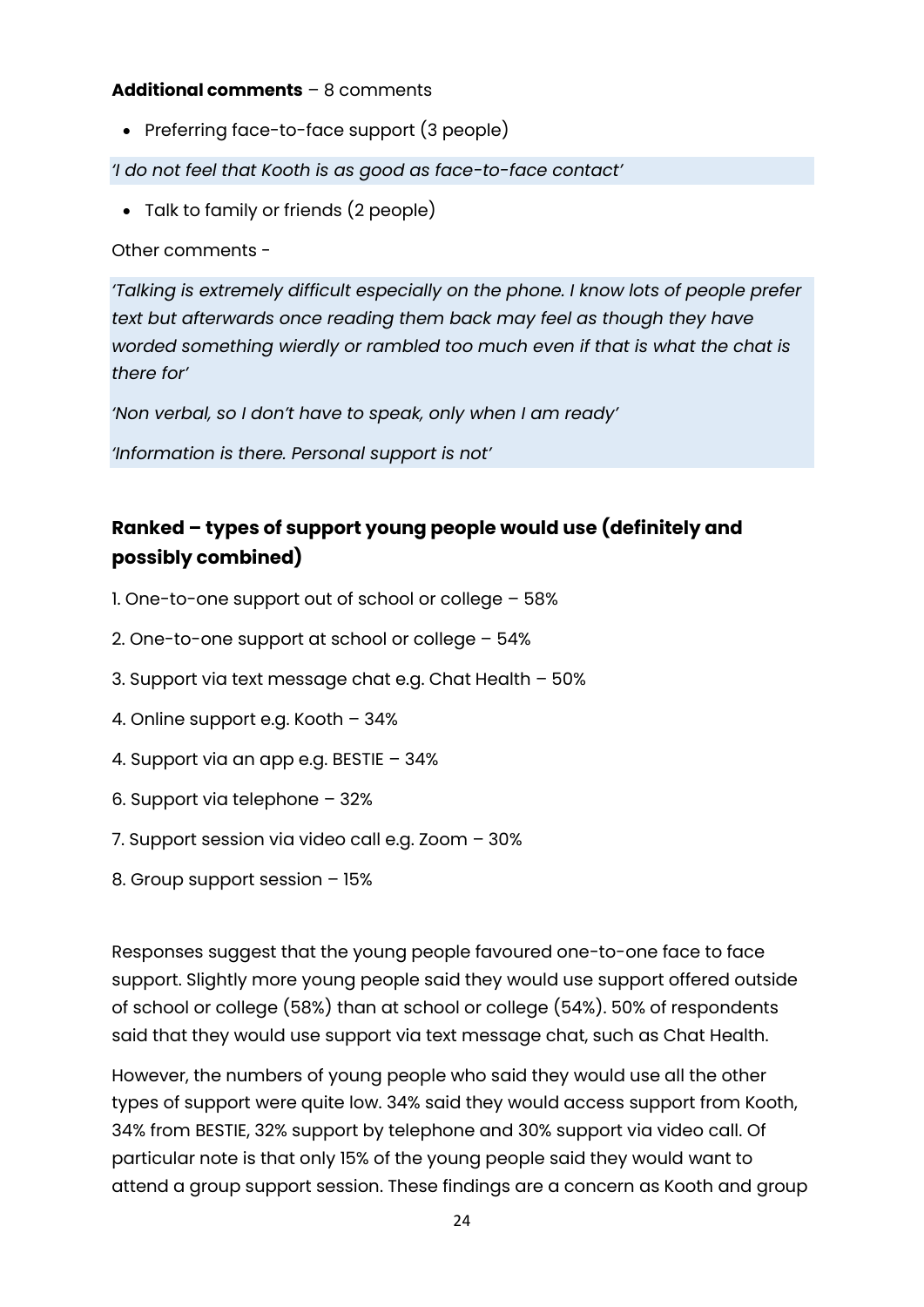**Additional comments** – 8 comments

- Preferring face-to-face support (3 people)

*'I do not feel that Kooth is as good as face-to-face contact'*

- Talk to family or friends (2 people)

Other comments -

*'Talking is extremely difficult especially on the phone. I know lots of people prefer text but afterwards once reading them back may feel as though they have worded something wierdly or rambled too much even if that is what the chat is there for'*

*'Non verbal, so I don't have to speak, only when I am ready'*

*'Information is there. Personal support is not'*

## Ranked – types of support young people would use (definitely and possibly combined)

1. One-to-one support out of school or college – 58%
2. One-to-one support at school or college – 54%
3. Support via text message chat e.g. Chat Health – 50%
4. Online support e.g. Kooth – 34%
4. Support via an app e.g. BESTIE – 34%
6. Support via telephone – 32%
7. Support session via video call e.g. Zoom – 30%
8. Group support session – 15%

Responses suggest that the young people favoured one-to-one face to face support. Slightly more young people said they would use support offered outside of school or college (58%) than at school or college (54%). 50% of respondents said that they would use support via text message chat, such as Chat Health.

However, the numbers of young people who said they would use all the other types of support were quite low. 34% said they would access support from Kooth, 34% from BESTIE, 32% support by telephone and 30% support via video call. Of particular note is that only 15% of the young people said they would want to attend a group support session. These findings are a concern as Kooth and group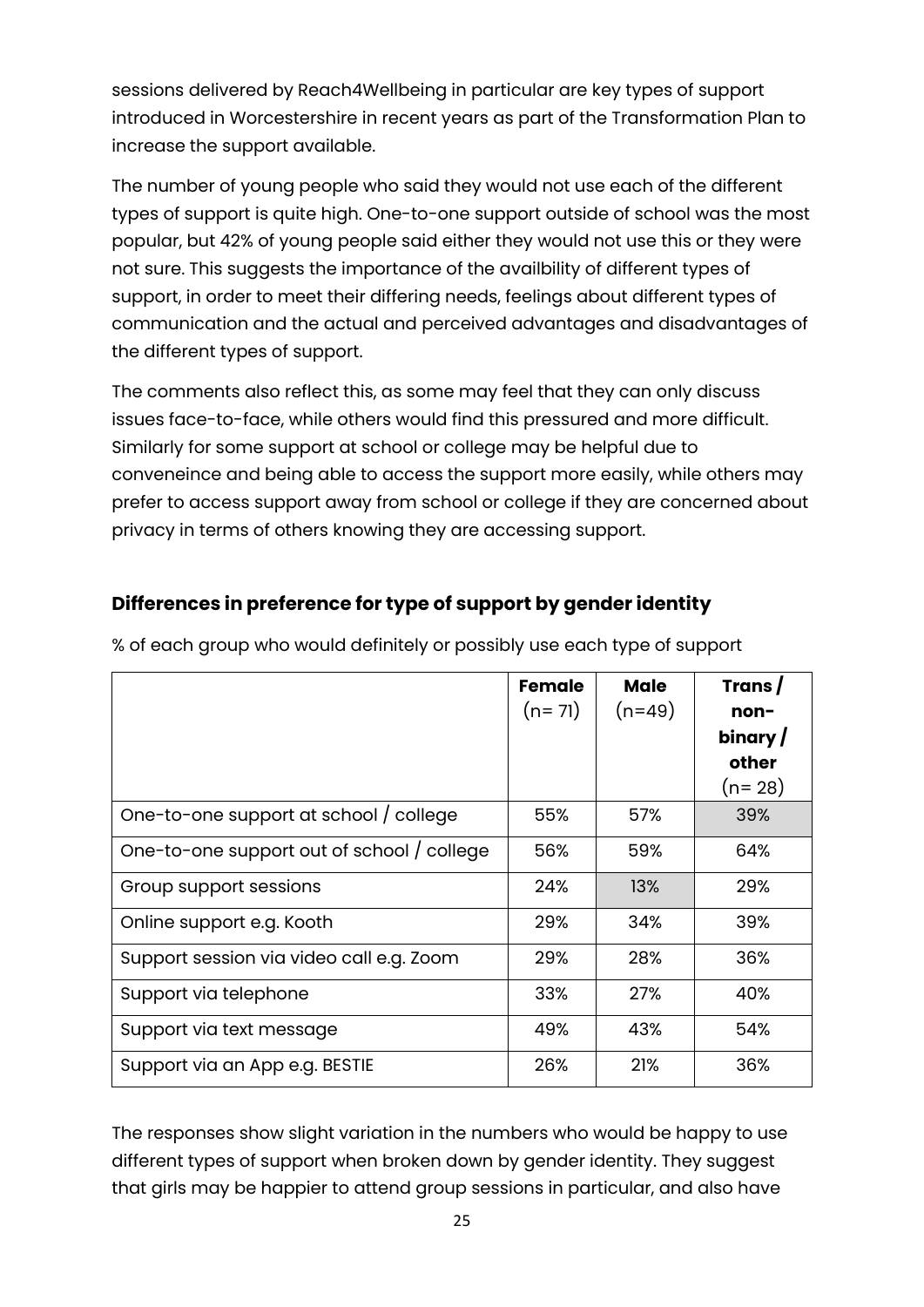sessions delivered by Reach4Wellbeing in particular are key types of support introduced in Worcestershire in recent years as part of the Transformation Plan to increase the support available.

The number of young people who said they would not use each of the different types of support is quite high. One-to-one support outside of school was the most popular, but 42% of young people said either they would not use this or they were not sure. This suggests the importance of the availbility of different types of support, in order to meet their differing needs, feelings about different types of communication and the actual and perceived advantages and disadvantages of the different types of support.

The comments also reflect this, as some may feel that they can only discuss issues face-to-face, while others would find this pressured and more difficult. Similarly for some support at school or college may be helpful due to conveneince and being able to access the support more easily, while others may prefer to access support away from school or college if they are concerned about privacy in terms of others knowing they are accessing support.

## Differences in preference for type of support by gender identity

% of each group who would definitely or possibly use each type of support

| | **Female** (n= 71) | **Male** (n=49) | **Trans / non-binary / other** (n= 28) |
|---|---|---|---|
| One-to-one support at school / college | 55% | 57% | 39% |
| One-to-one support out of school / college | 56% | 59% | 64% |
| Group support sessions | 24% | 13% | 29% |
| Online support e.g. Kooth | 29% | 34% | 39% |
| Support session via video call e.g. Zoom | 29% | 28% | 36% |
| Support via telephone | 33% | 27% | 40% |
| Support via text message | 49% | 43% | 54% |
| Support via an App e.g. BESTIE | 26% | 21% | 36% |

The responses show slight variation in the numbers who would be happy to use different types of support when broken down by gender identity. They suggest that girls may be happier to attend group sessions in particular, and also have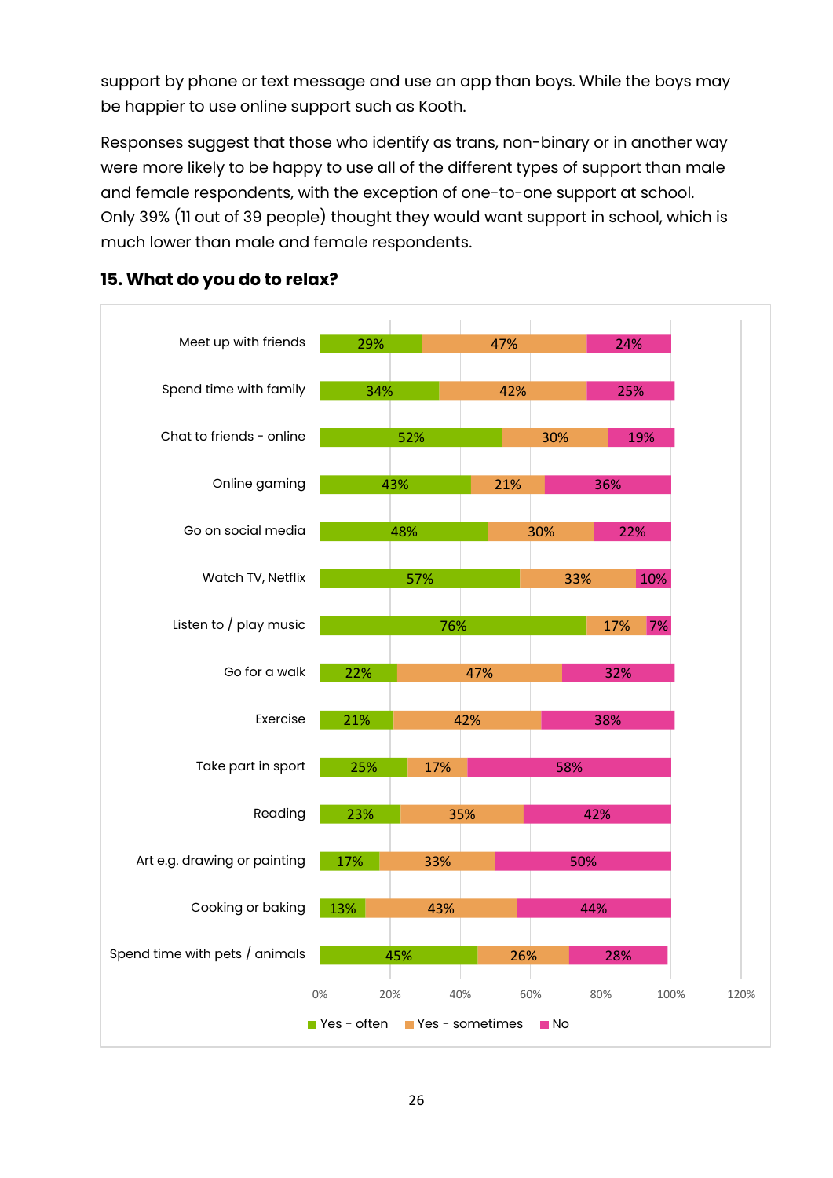support by phone or text message and use an app than boys. While the boys may be happier to use online support such as Kooth.

Responses suggest that those who identify as trans, non-binary or in another way were more likely to be happy to use all of the different types of support than male and female respondents, with the exception of one-to-one support at school. Only 39% (11 out of 39 people) thought they would want support in school, which is much lower than male and female respondents.

### 15. What do you do to relax?

| | Yes - often | Yes - sometimes | No |
|---|---|---|---|
| Meet up with friends | 29% | 47% | 24% |
| Spend time with family | 34% | 42% | 25% |
| Chat to friends - online | 52% | 30% | 19% |
| Online gaming | 43% | 21% | 36% |
| Go on social media | 48% | 30% | 22% |
| Watch TV, Netflix | 57% | 33% | 10% |
| Listen to / play music | 76% | 17% | 7% |
| Go for a walk | 22% | 47% | 32% |
| Exercise | 21% | 42% | 38% |
| Take part in sport | 25% | 17% | 58% |
| Reading | 23% | 35% | 42% |
| Art e.g. drawing or painting | 17% | 33% | 50% |
| Cooking or baking | 13% | 43% | 44% |
| Spend time with pets / animals | 45% | 26% | 28% |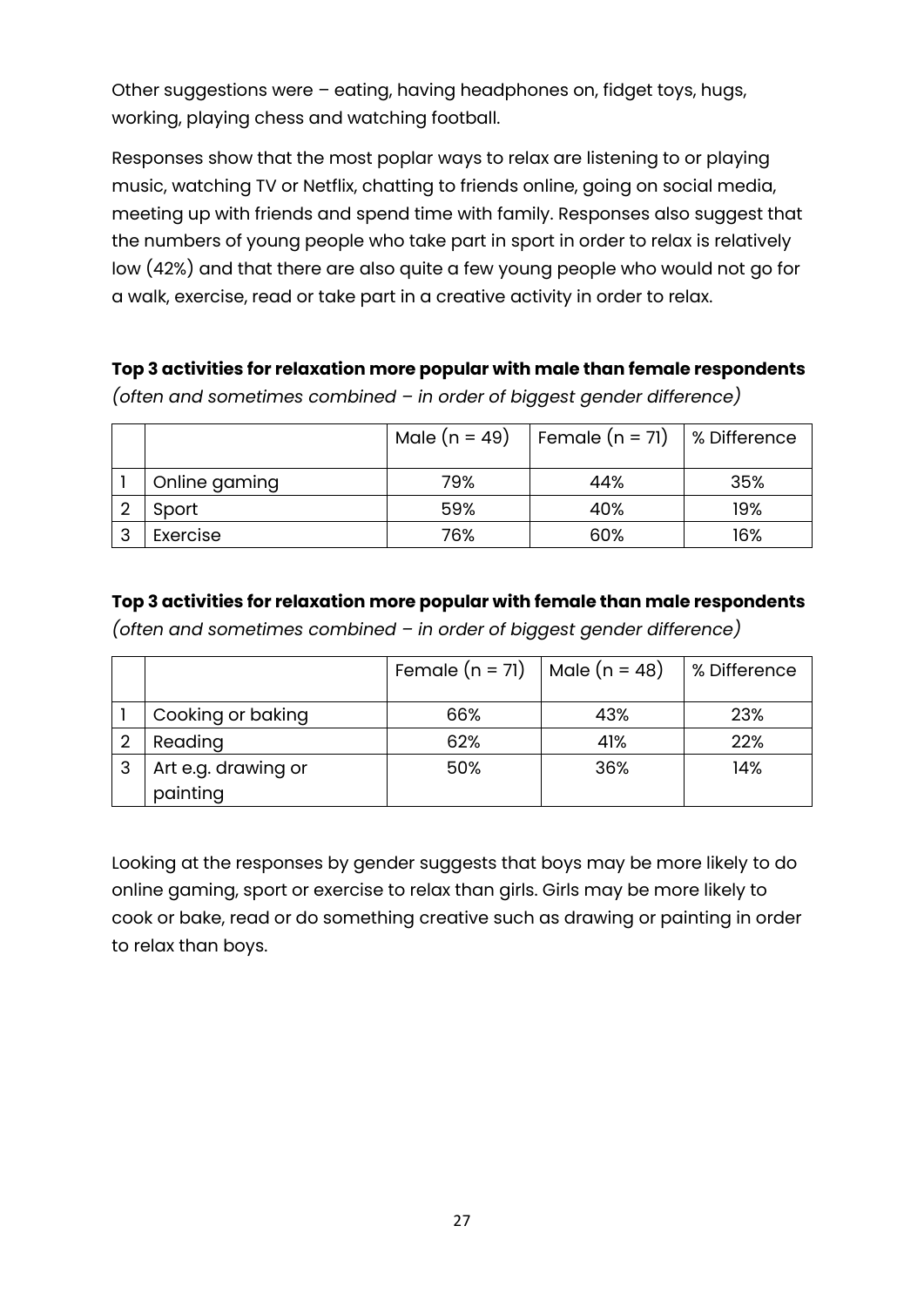Other suggestions were – eating, having headphones on, fidget toys, hugs, working, playing chess and watching football.

Responses show that the most poplar ways to relax are listening to or playing music, watching TV or Netflix, chatting to friends online, going on social media, meeting up with friends and spend time with family. Responses also suggest that the numbers of young people who take part in sport in order to relax is relatively low (42%) and that there are also quite a few young people who would not go for a walk, exercise, read or take part in a creative activity in order to relax.

**Top 3 activities for relaxation more popular with male than female respondents**
*(often and sometimes combined – in order of biggest gender difference)*

| | | Male (n = 49) | Female (n = 71) | % Difference |
|---|---|---|---|---|
| 1 | Online gaming | 79% | 44% | 35% |
| 2 | Sport | 59% | 40% | 19% |
| 3 | Exercise | 76% | 60% | 16% |

**Top 3 activities for relaxation more popular with female than male respondents**
*(often and sometimes combined – in order of biggest gender difference)*

| | | Female (n = 71) | Male (n = 48) | % Difference |
|---|---|---|---|---|
| 1 | Cooking or baking | 66% | 43% | 23% |
| 2 | Reading | 62% | 41% | 22% |
| 3 | Art e.g. drawing or painting | 50% | 36% | 14% |

Looking at the responses by gender suggests that boys may be more likely to do online gaming, sport or exercise to relax than girls. Girls may be more likely to cook or bake, read or do something creative such as drawing or painting in order to relax than boys.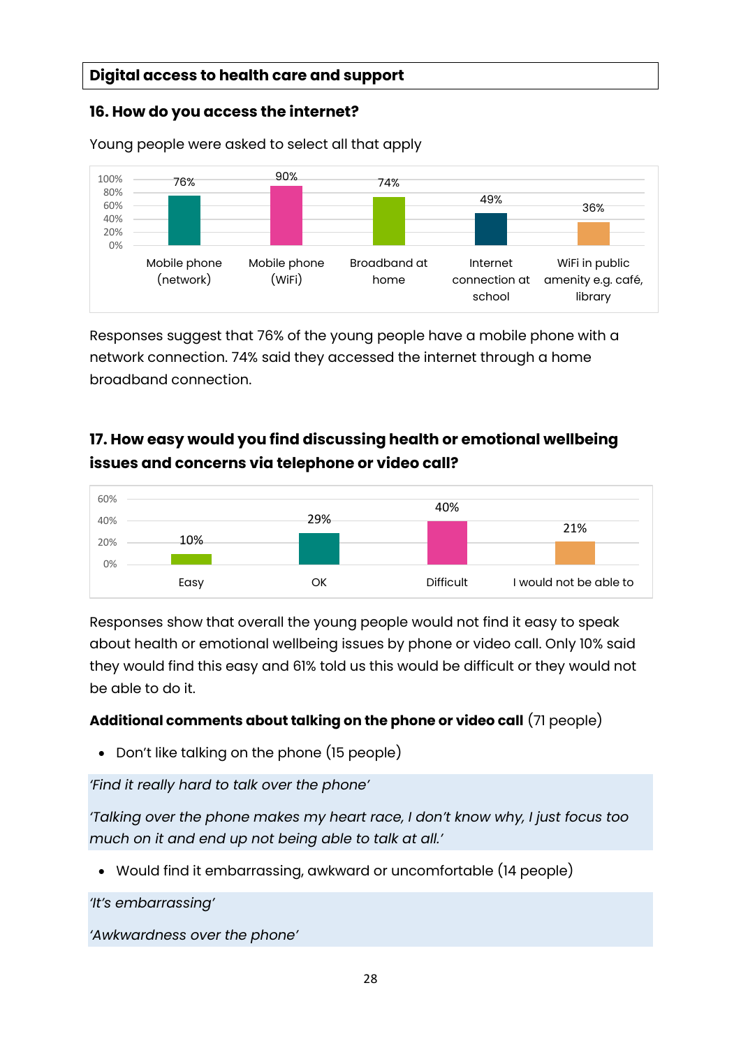## Digital access to health care and support

### 16. How do you access the internet?

Young people were asked to select all that apply

| Mobile phone (network) | Mobile phone (WiFi) | Broadband at home | Internet connection at school | WiFi in public amenity e.g. café, library |
|---|---|---|---|---|
| 76% | 90% | 74% | 49% | 36% |

Responses suggest that 76% of the young people have a mobile phone with a network connection. 74% said they accessed the internet through a home broadband connection.

### 17. How easy would you find discussing health or emotional wellbeing issues and concerns via telephone or video call?

| Easy | OK | Difficult | I would not be able to |
|---|---|---|---|
| 10% | 29% | 40% | 21% |

Responses show that overall the young people would not find it easy to speak about health or emotional wellbeing issues by phone or video call. Only 10% said they would find this easy and 61% told us this would be difficult or they would not be able to do it.

**Additional comments about talking on the phone or video call** (71 people)

- Don't like talking on the phone (15 people)

*'Find it really hard to talk over the phone'*

*'Talking over the phone makes my heart race, I don't know why, I just focus too much on it and end up not being able to talk at all.'*

- Would find it embarrassing, awkward or uncomfortable (14 people)

*'It's embarrassing'*

*'Awkwardness over the phone'*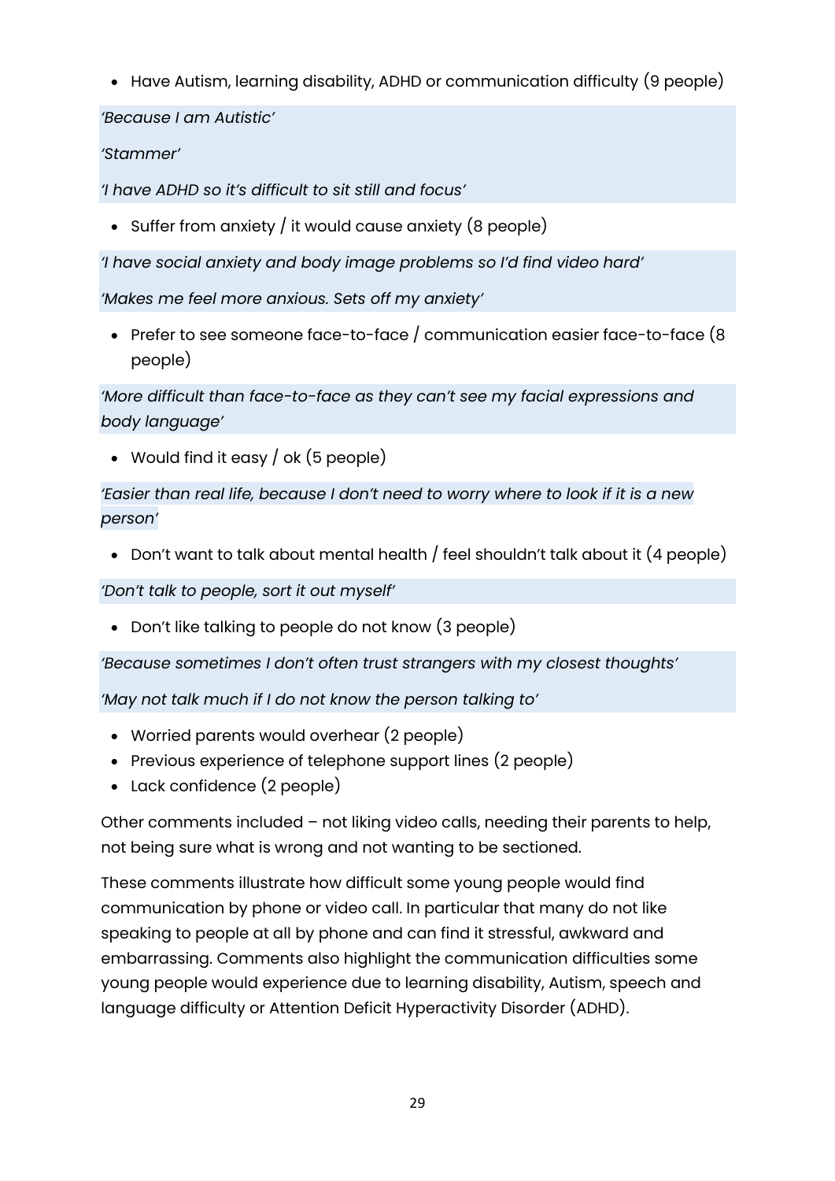- Have Autism, learning disability, ADHD or communication difficulty (9 people)

*'Because I am Autistic'*

*'Stammer'*

*'I have ADHD so it's difficult to sit still and focus'*

- Suffer from anxiety / it would cause anxiety (8 people)

*'I have social anxiety and body image problems so I'd find video hard'*

*'Makes me feel more anxious. Sets off my anxiety'*

- Prefer to see someone face-to-face / communication easier face-to-face (8 people)

*'More difficult than face-to-face as they can't see my facial expressions and body language'*

- Would find it easy / ok (5 people)

*'Easier than real life, because I don't need to worry where to look if it is a new person'*

- Don't want to talk about mental health / feel shouldn't talk about it (4 people)

*'Don't talk to people, sort it out myself'*

- Don't like talking to people do not know (3 people)

*'Because sometimes I don't often trust strangers with my closest thoughts'*

*'May not talk much if I do not know the person talking to'*

- Worried parents would overhear (2 people)
- Previous experience of telephone support lines (2 people)
- Lack confidence (2 people)

Other comments included – not liking video calls, needing their parents to help, not being sure what is wrong and not wanting to be sectioned.

These comments illustrate how difficult some young people would find communication by phone or video call. In particular that many do not like speaking to people at all by phone and can find it stressful, awkward and embarrassing. Comments also highlight the communication difficulties some young people would experience due to learning disability, Autism, speech and language difficulty or Attention Deficit Hyperactivity Disorder (ADHD).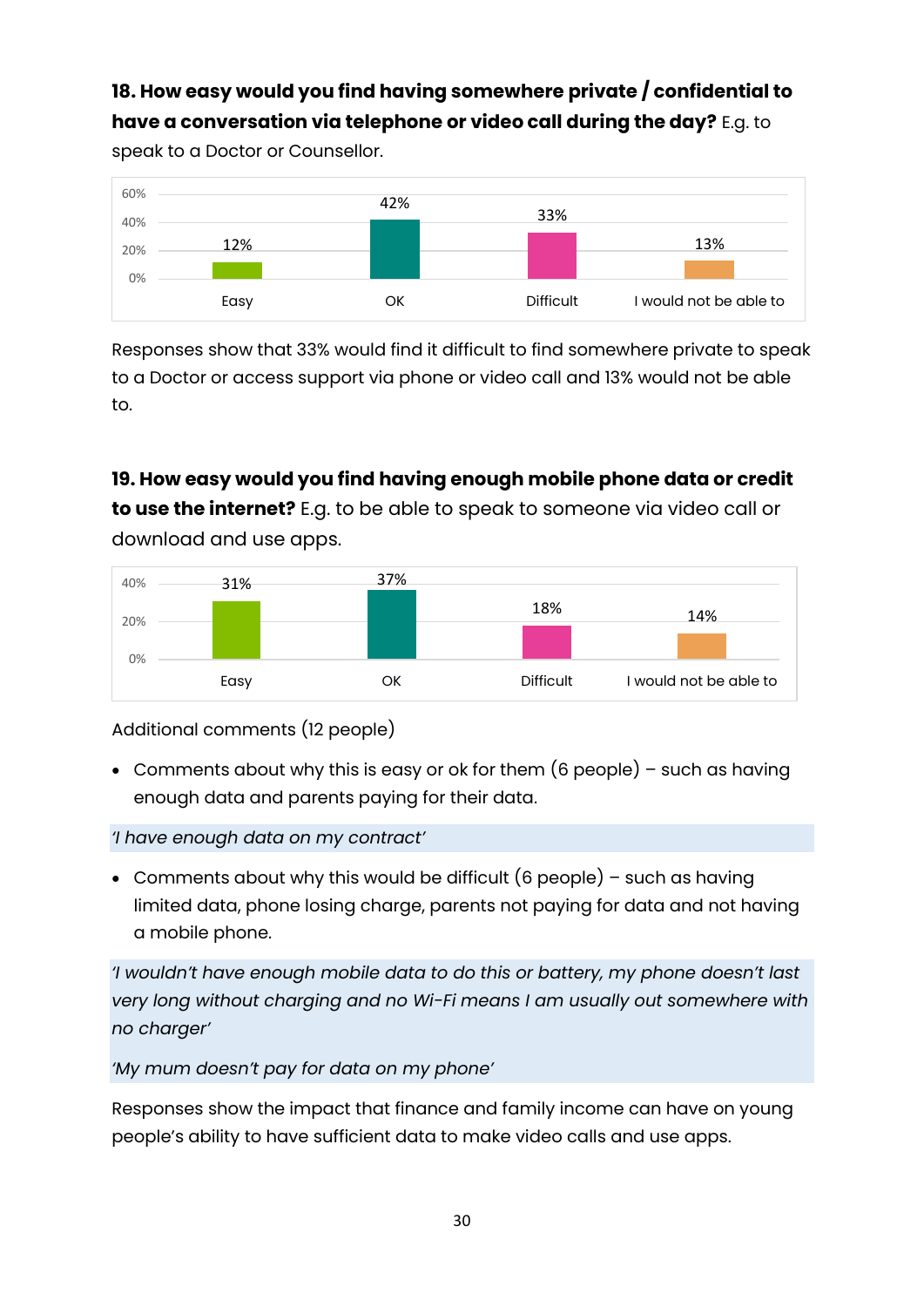**18. How easy would you find having somewhere private / confidential to have a conversation via telephone or video call during the day?** E.g. to speak to a Doctor or Counsellor.

| Easy | OK | Difficult | I would not be able to |
|---|---|---|---|
| 12% | 42% | 33% | 13% |

Responses show that 33% would find it difficult to find somewhere private to speak to a Doctor or access support via phone or video call and 13% would not be able to.

**19. How easy would you find having enough mobile phone data or credit to use the internet?** E.g. to be able to speak to someone via video call or download and use apps.

| Easy | OK | Difficult | I would not be able to |
|---|---|---|---|
| 31% | 37% | 18% | 14% |

Additional comments (12 people)

- Comments about why this is easy or ok for them (6 people) – such as having enough data and parents paying for their data.

*'I have enough data on my contract'*

- Comments about why this would be difficult (6 people) – such as having limited data, phone losing charge, parents not paying for data and not having a mobile phone.

*'I wouldn't have enough mobile data to do this or battery, my phone doesn't last very long without charging and no Wi-Fi means I am usually out somewhere with no charger'*

*'My mum doesn't pay for data on my phone'*

Responses show the impact that finance and family income can have on young people's ability to have sufficient data to make video calls and use apps.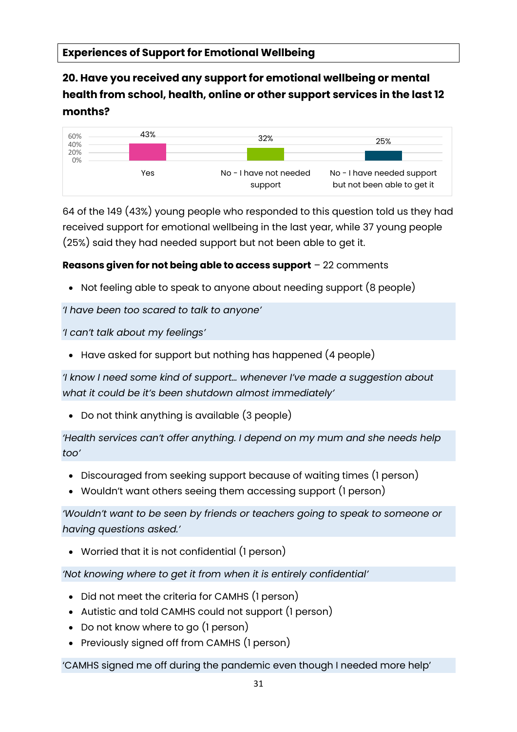## Experiences of Support for Emotional Wellbeing

### 20. Have you received any support for emotional wellbeing or mental health from school, health, online or other support services in the last 12 months?

| Response | % |
|---|---|
| Yes | 43% |
| No - I have not needed support | 32% |
| No - I have needed support but not been able to get it | 25% |

64 of the 149 (43%) young people who responded to this question told us they had received support for emotional wellbeing in the last year, while 37 young people (25%) said they had needed support but not been able to get it.

**Reasons given for not being able to access support** – 22 comments

- Not feeling able to speak to anyone about needing support (8 people)

*'I have been too scared to talk to anyone'*

*'I can't talk about my feelings'*

- Have asked for support but nothing has happened (4 people)

*'I know I need some kind of support… whenever I've made a suggestion about what it could be it's been shutdown almost immediately'*

- Do not think anything is available (3 people)

*'Health services can't offer anything. I depend on my mum and she needs help too'*

- Discouraged from seeking support because of waiting times (1 person)
- Wouldn't want others seeing them accessing support (1 person)

*'Wouldn't want to be seen by friends or teachers going to speak to someone or having questions asked.'*

- Worried that it is not confidential (1 person)

*'Not knowing where to get it from when it is entirely confidential'*

- Did not meet the criteria for CAMHS (1 person)
- Autistic and told CAMHS could not support (1 person)
- Do not know where to go (1 person)
- Previously signed off from CAMHS (1 person)

'CAMHS signed me off during the pandemic even though I needed more help'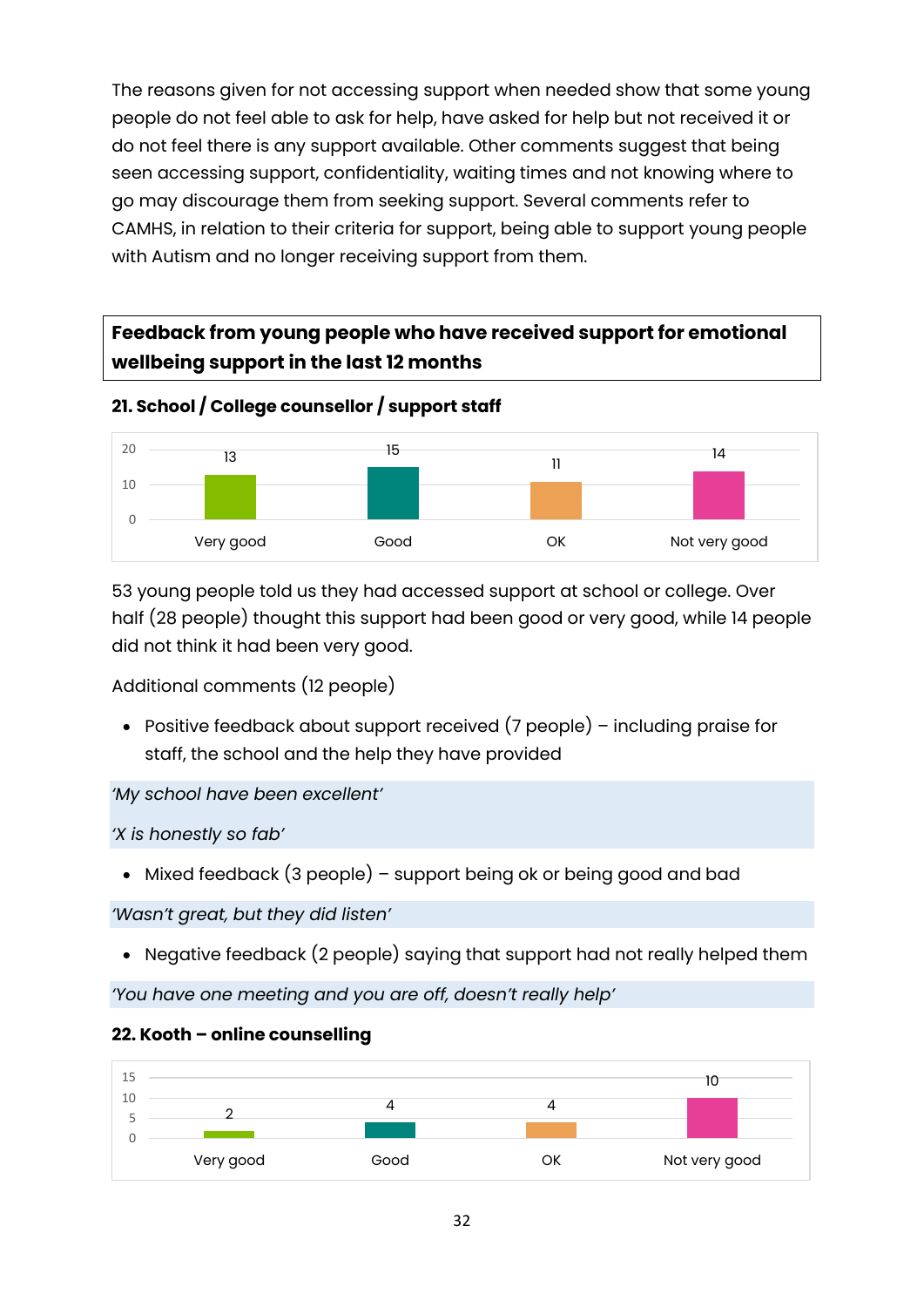The reasons given for not accessing support when needed show that some young people do not feel able to ask for help, have asked for help but not received it or do not feel there is any support available. Other comments suggest that being seen accessing support, confidentiality, waiting times and not knowing where to go may discourage them from seeking support. Several comments refer to CAMHS, in relation to their criteria for support, being able to support young people with Autism and no longer receiving support from them.

## Feedback from young people who have received support for emotional wellbeing support in the last 12 months

### 21. School / College counsellor / support staff

| Very good | Good | OK | Not very good |
|---|---|---|---|
| 13 | 15 | 11 | 14 |

53 young people told us they had accessed support at school or college. Over half (28 people) thought this support had been good or very good, while 14 people did not think it had been very good.

Additional comments (12 people)

- Positive feedback about support received (7 people) – including praise for staff, the school and the help they have provided

*'My school have been excellent'*

*'X is honestly so fab'*

- Mixed feedback (3 people) – support being ok or being good and bad

*'Wasn't great, but they did listen'*

- Negative feedback (2 people) saying that support had not really helped them

*'You have one meeting and you are off, doesn't really help'*

### 22. Kooth – online counselling

| Very good | Good | OK | Not very good |
|---|---|---|---|
| 2 | 4 | 4 | 10 |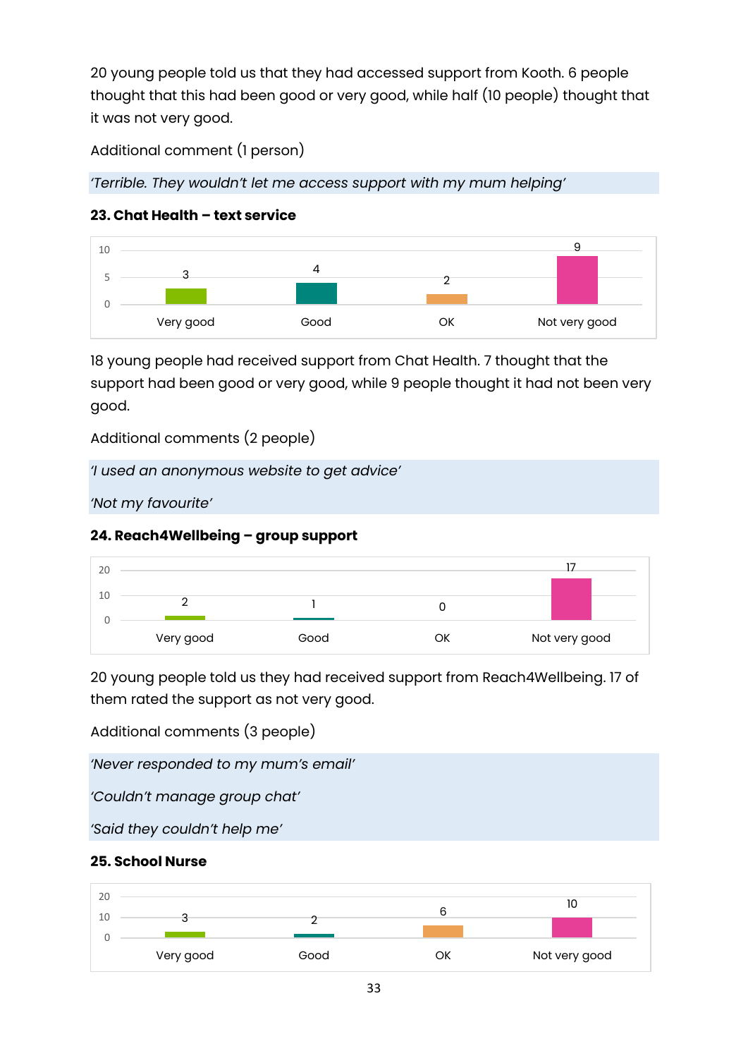20 young people told us that they had accessed support from Kooth. 6 people thought that this had been good or very good, while half (10 people) thought that it was not very good.

Additional comment (1 person)

*'Terrible. They wouldn't let me access support with my mum helping'*

### 23. Chat Health – text service

| Very good | Good | OK | Not very good |
|---|---|---|---|
| 3 | 4 | 2 | 9 |

18 young people had received support from Chat Health. 7 thought that the support had been good or very good, while 9 people thought it had not been very good.

Additional comments (2 people)

*'I used an anonymous website to get advice'*

*'Not my favourite'*

### 24. Reach4Wellbeing – group support

| Very good | Good | OK | Not very good |
|---|---|---|---|
| 2 | 1 | 0 | 17 |

20 young people told us they had received support from Reach4Wellbeing. 17 of them rated the support as not very good.

Additional comments (3 people)

*'Never responded to my mum's email'*

*'Couldn't manage group chat'*

*'Said they couldn't help me'*

### 25. School Nurse

| Very good | Good | OK | Not very good |
|---|---|---|---|
| 3 | 2 | 6 | 10 |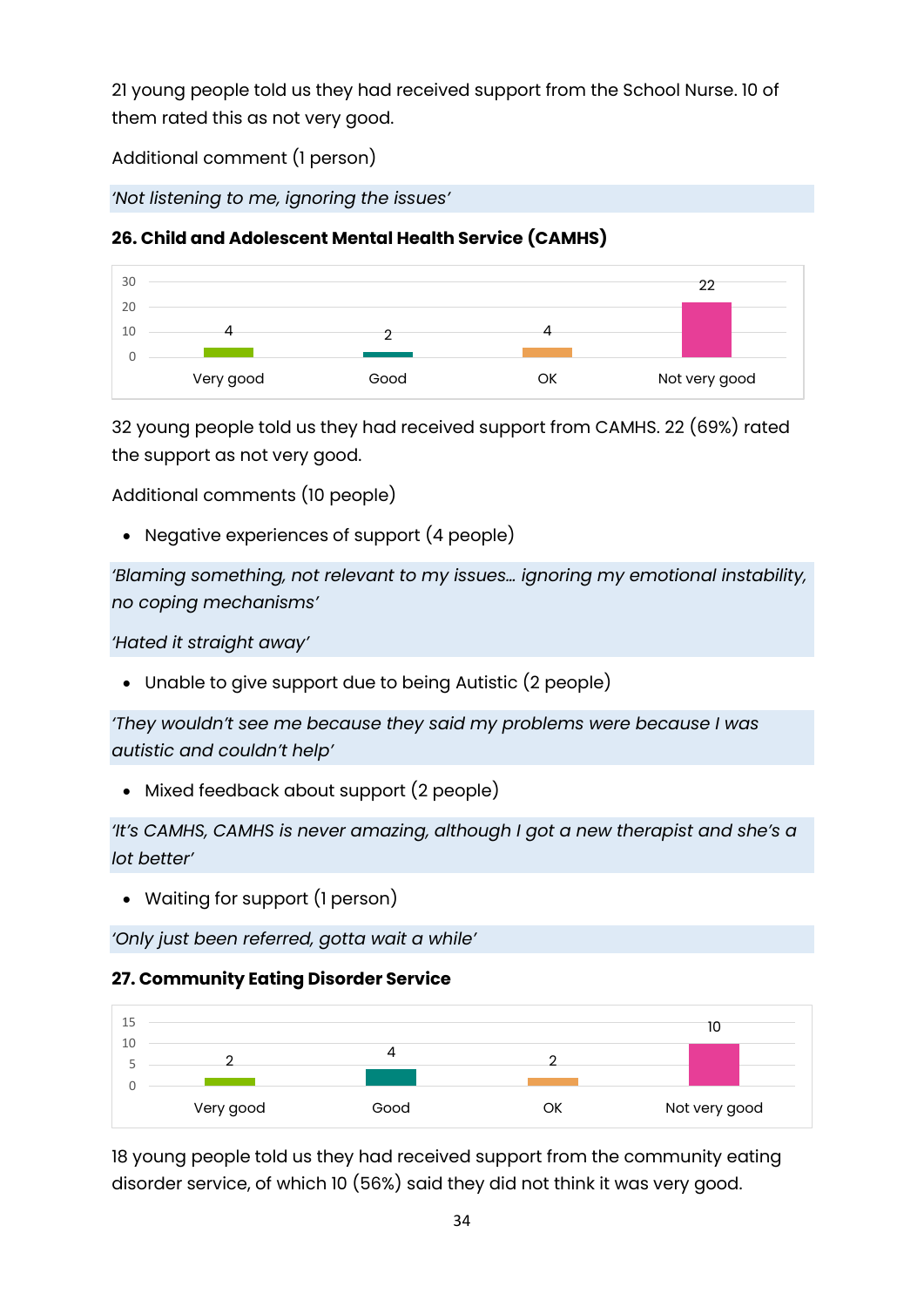21 young people told us they had received support from the School Nurse. 10 of them rated this as not very good.

Additional comment (1 person)

*'Not listening to me, ignoring the issues'*

**26. Child and Adolescent Mental Health Service (CAMHS)**

| Very good | Good | OK | Not very good |
|---|---|---|---|
| 4 | 2 | 4 | 22 |

32 young people told us they had received support from CAMHS. 22 (69%) rated the support as not very good.

Additional comments (10 people)

- Negative experiences of support (4 people)

*'Blaming something, not relevant to my issues… ignoring my emotional instability, no coping mechanisms'*

*'Hated it straight away'*

- Unable to give support due to being Autistic (2 people)

*'They wouldn't see me because they said my problems were because I was autistic and couldn't help'*

- Mixed feedback about support (2 people)

*'It's CAMHS, CAMHS is never amazing, although I got a new therapist and she's a lot better'*

- Waiting for support (1 person)

*'Only just been referred, gotta wait a while'*

**27. Community Eating Disorder Service**

| Very good | Good | OK | Not very good |
|---|---|---|---|
| 2 | 4 | 2 | 10 |

18 young people told us they had received support from the community eating disorder service, of which 10 (56%) said they did not think it was very good.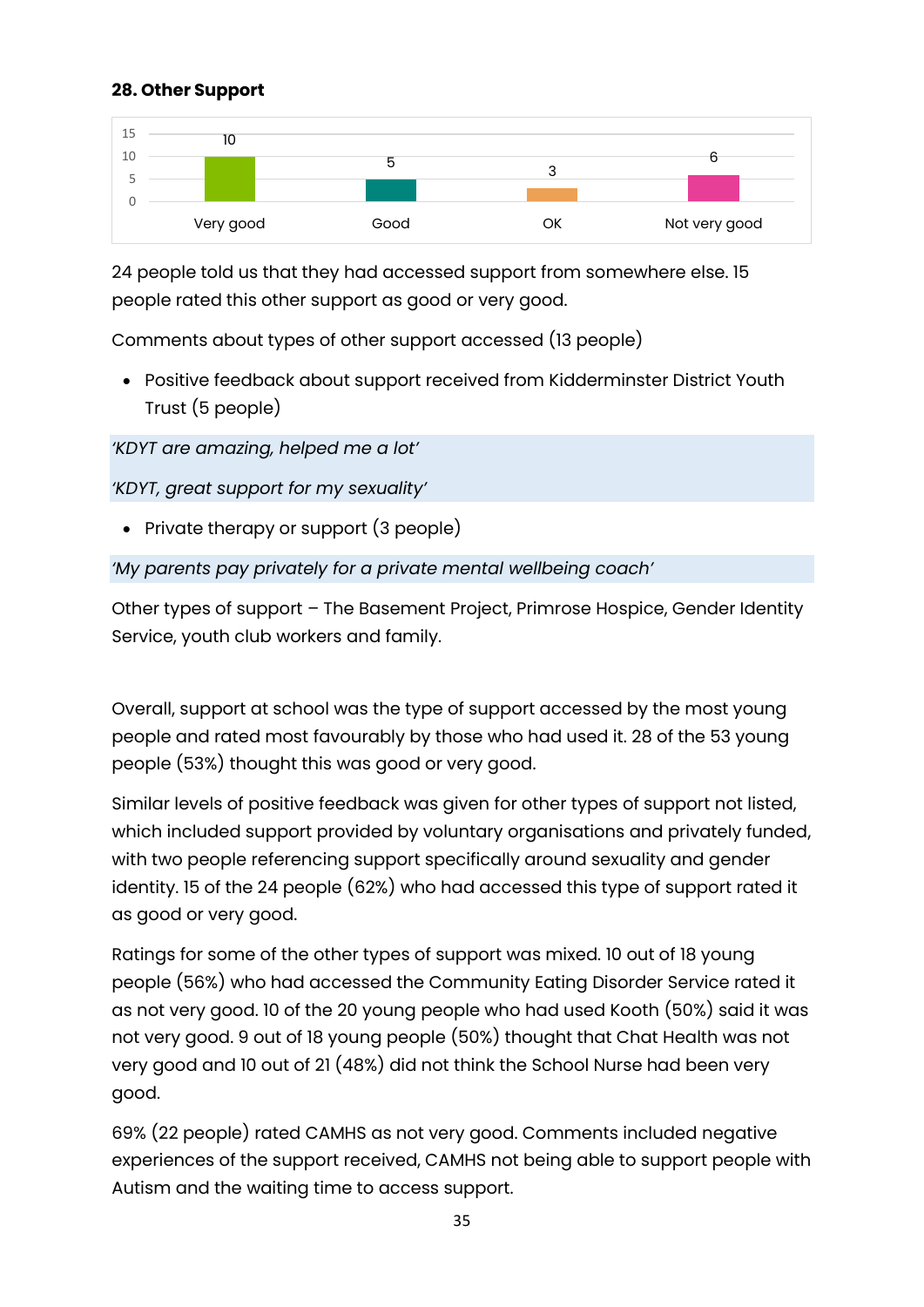**28. Other Support**

| Very good | Good | OK | Not very good |
|---|---|---|---|
| 10 | 5 | 3 | 6 |

24 people told us that they had accessed support from somewhere else. 15 people rated this other support as good or very good.

Comments about types of other support accessed (13 people)

- Positive feedback about support received from Kidderminster District Youth Trust (5 people)

*'KDYT are amazing, helped me a lot'*

*'KDYT, great support for my sexuality'*

- Private therapy or support (3 people)

*'My parents pay privately for a private mental wellbeing coach'*

Other types of support – The Basement Project, Primrose Hospice, Gender Identity Service, youth club workers and family.

Overall, support at school was the type of support accessed by the most young people and rated most favourably by those who had used it. 28 of the 53 young people (53%) thought this was good or very good.

Similar levels of positive feedback was given for other types of support not listed, which included support provided by voluntary organisations and privately funded, with two people referencing support specifically around sexuality and gender identity. 15 of the 24 people (62%) who had accessed this type of support rated it as good or very good.

Ratings for some of the other types of support was mixed. 10 out of 18 young people (56%) who had accessed the Community Eating Disorder Service rated it as not very good. 10 of the 20 young people who had used Kooth (50%) said it was not very good. 9 out of 18 young people (50%) thought that Chat Health was not very good and 10 out of 21 (48%) did not think the School Nurse had been very good.

69% (22 people) rated CAMHS as not very good. Comments included negative experiences of the support received, CAMHS not being able to support people with Autism and the waiting time to access support.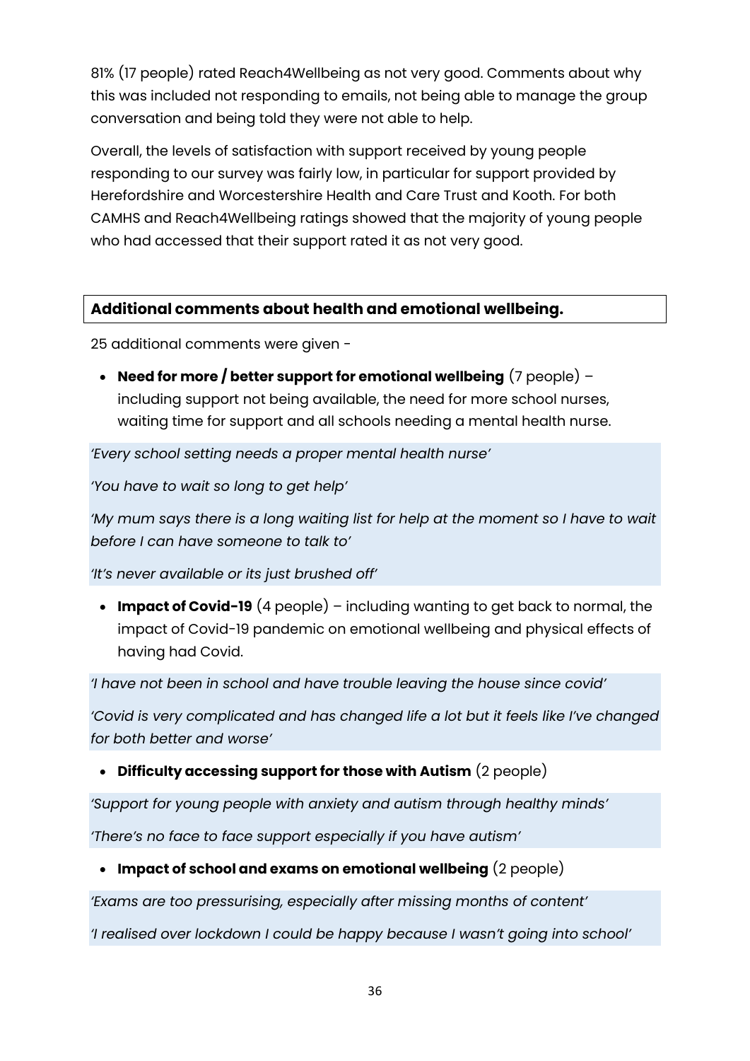81% (17 people) rated Reach4Wellbeing as not very good. Comments about why this was included not responding to emails, not being able to manage the group conversation and being told they were not able to help.

Overall, the levels of satisfaction with support received by young people responding to our survey was fairly low, in particular for support provided by Herefordshire and Worcestershire Health and Care Trust and Kooth. For both CAMHS and Reach4Wellbeing ratings showed that the majority of young people who had accessed that their support rated it as not very good.

## Additional comments about health and emotional wellbeing.

25 additional comments were given -

- **Need for more / better support for emotional wellbeing** (7 people) – including support not being available, the need for more school nurses, waiting time for support and all schools needing a mental health nurse.

*'Every school setting needs a proper mental health nurse'*

*'You have to wait so long to get help'*

*'My mum says there is a long waiting list for help at the moment so I have to wait before I can have someone to talk to'*

*'It's never available or its just brushed off'*

- **Impact of Covid-19** (4 people) – including wanting to get back to normal, the impact of Covid-19 pandemic on emotional wellbeing and physical effects of having had Covid.

*'I have not been in school and have trouble leaving the house since covid'*

*'Covid is very complicated and has changed life a lot but it feels like I've changed for both better and worse'*

- **Difficulty accessing support for those with Autism** (2 people)

*'Support for young people with anxiety and autism through healthy minds'*

*'There's no face to face support especially if you have autism'*

- **Impact of school and exams on emotional wellbeing** (2 people)

*'Exams are too pressurising, especially after missing months of content'*

*'I realised over lockdown I could be happy because I wasn't going into school'*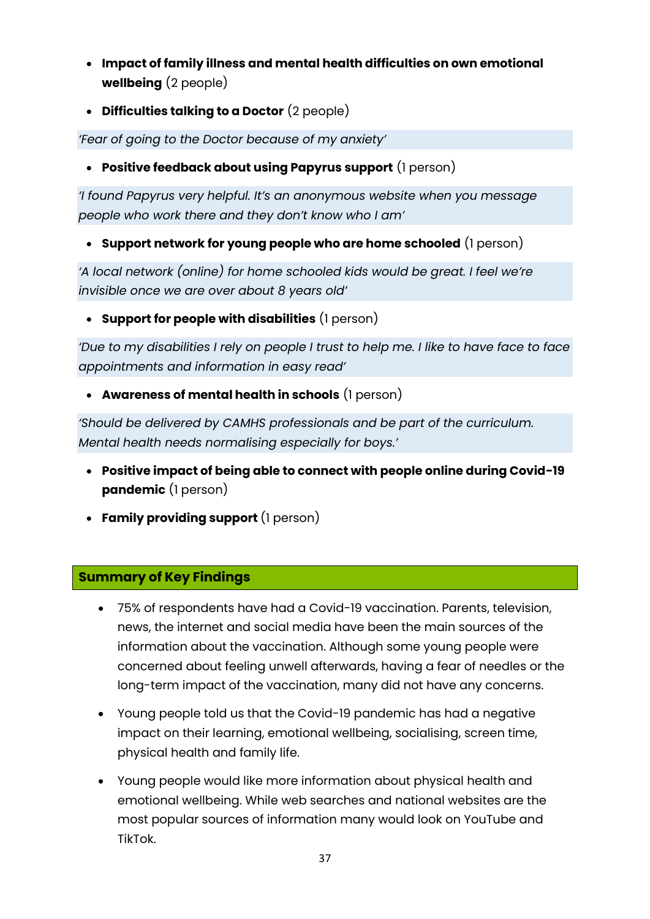- **Impact of family illness and mental health difficulties on own emotional wellbeing** (2 people)
- **Difficulties talking to a Doctor** (2 people)

*'Fear of going to the Doctor because of my anxiety'*

- **Positive feedback about using Papyrus support** (1 person)

*'I found Papyrus very helpful. It's an anonymous website when you message people who work there and they don't know who I am'*

- **Support network for young people who are home schooled** (1 person)

*'A local network (online) for home schooled kids would be great. I feel we're invisible once we are over about 8 years old'*

- **Support for people with disabilities** (1 person)

*'Due to my disabilities I rely on people I trust to help me. I like to have face to face appointments and information in easy read'*

- **Awareness of mental health in schools** (1 person)

*'Should be delivered by CAMHS professionals and be part of the curriculum. Mental health needs normalising especially for boys.'*

- **Positive impact of being able to connect with people online during Covid-19 pandemic** (1 person)
- **Family providing support** (1 person)

## Summary of Key Findings

- 75% of respondents have had a Covid-19 vaccination. Parents, television, news, the internet and social media have been the main sources of the information about the vaccination. Although some young people were concerned about feeling unwell afterwards, having a fear of needles or the long-term impact of the vaccination, many did not have any concerns.
- Young people told us that the Covid-19 pandemic has had a negative impact on their learning, emotional wellbeing, socialising, screen time, physical health and family life.
- Young people would like more information about physical health and emotional wellbeing. While web searches and national websites are the most popular sources of information many would look on YouTube and TikTok.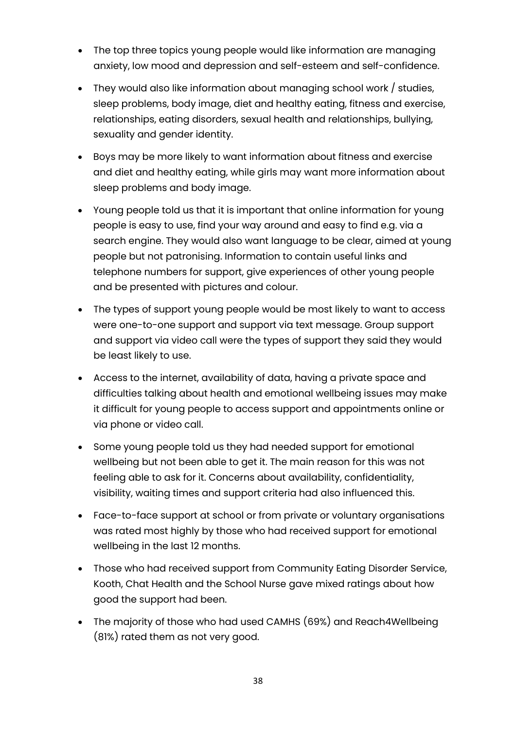- The top three topics young people would like information are managing anxiety, low mood and depression and self-esteem and self-confidence.
- They would also like information about managing school work / studies, sleep problems, body image, diet and healthy eating, fitness and exercise, relationships, eating disorders, sexual health and relationships, bullying, sexuality and gender identity.
- Boys may be more likely to want information about fitness and exercise and diet and healthy eating, while girls may want more information about sleep problems and body image.
- Young people told us that it is important that online information for young people is easy to use, find your way around and easy to find e.g. via a search engine. They would also want language to be clear, aimed at young people but not patronising. Information to contain useful links and telephone numbers for support, give experiences of other young people and be presented with pictures and colour.
- The types of support young people would be most likely to want to access were one-to-one support and support via text message. Group support and support via video call were the types of support they said they would be least likely to use.
- Access to the internet, availability of data, having a private space and difficulties talking about health and emotional wellbeing issues may make it difficult for young people to access support and appointments online or via phone or video call.
- Some young people told us they had needed support for emotional wellbeing but not been able to get it. The main reason for this was not feeling able to ask for it. Concerns about availability, confidentiality, visibility, waiting times and support criteria had also influenced this.
- Face-to-face support at school or from private or voluntary organisations was rated most highly by those who had received support for emotional wellbeing in the last 12 months.
- Those who had received support from Community Eating Disorder Service, Kooth, Chat Health and the School Nurse gave mixed ratings about how good the support had been.
- The majority of those who had used CAMHS (69%) and Reach4Wellbeing (81%) rated them as not very good.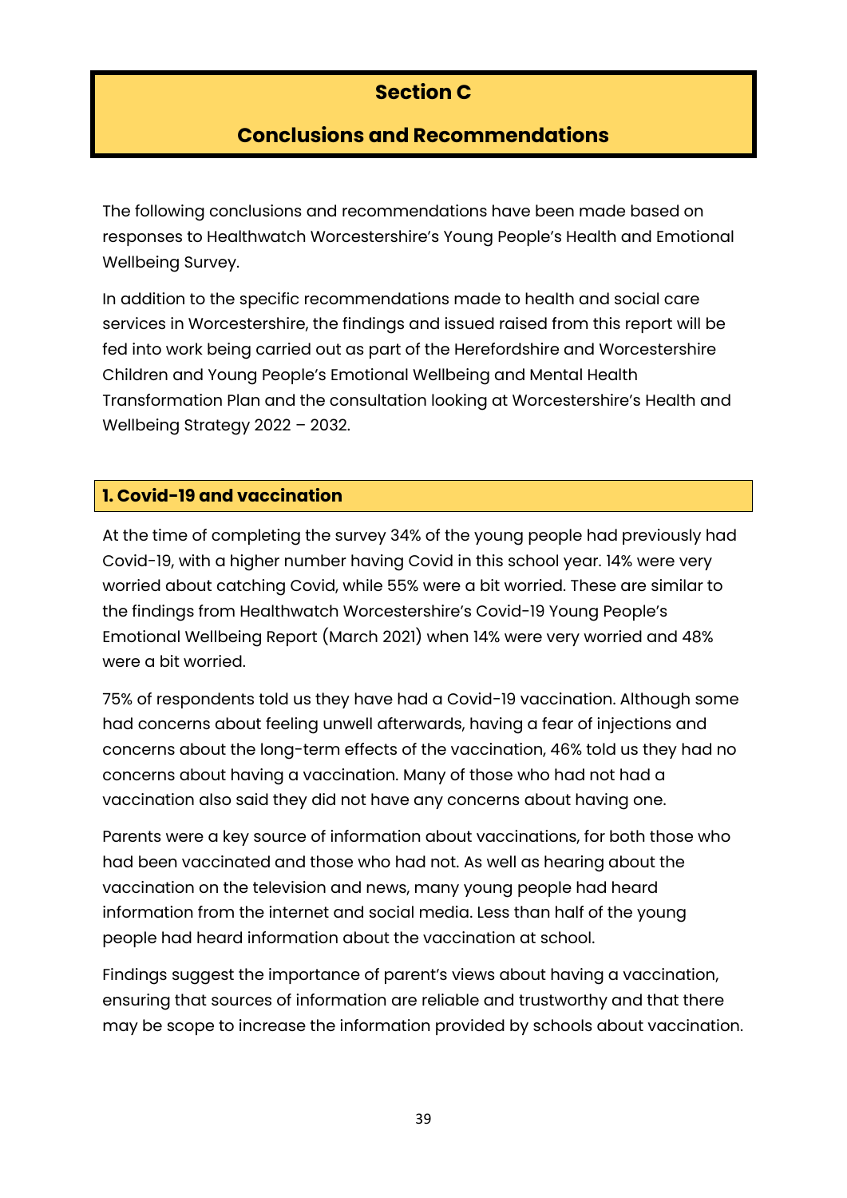# Section C

# Conclusions and Recommendations

The following conclusions and recommendations have been made based on responses to Healthwatch Worcestershire's Young People's Health and Emotional Wellbeing Survey.

In addition to the specific recommendations made to health and social care services in Worcestershire, the findings and issued raised from this report will be fed into work being carried out as part of the Herefordshire and Worcestershire Children and Young People's Emotional Wellbeing and Mental Health Transformation Plan and the consultation looking at Worcestershire's Health and Wellbeing Strategy 2022 – 2032.

## 1. Covid-19 and vaccination

At the time of completing the survey 34% of the young people had previously had Covid-19, with a higher number having Covid in this school year. 14% were very worried about catching Covid, while 55% were a bit worried. These are similar to the findings from Healthwatch Worcestershire's Covid-19 Young People's Emotional Wellbeing Report (March 2021) when 14% were very worried and 48% were a bit worried.

75% of respondents told us they have had a Covid-19 vaccination. Although some had concerns about feeling unwell afterwards, having a fear of injections and concerns about the long-term effects of the vaccination, 46% told us they had no concerns about having a vaccination. Many of those who had not had a vaccination also said they did not have any concerns about having one.

Parents were a key source of information about vaccinations, for both those who had been vaccinated and those who had not. As well as hearing about the vaccination on the television and news, many young people had heard information from the internet and social media. Less than half of the young people had heard information about the vaccination at school.

Findings suggest the importance of parent's views about having a vaccination, ensuring that sources of information are reliable and trustworthy and that there may be scope to increase the information provided by schools about vaccination.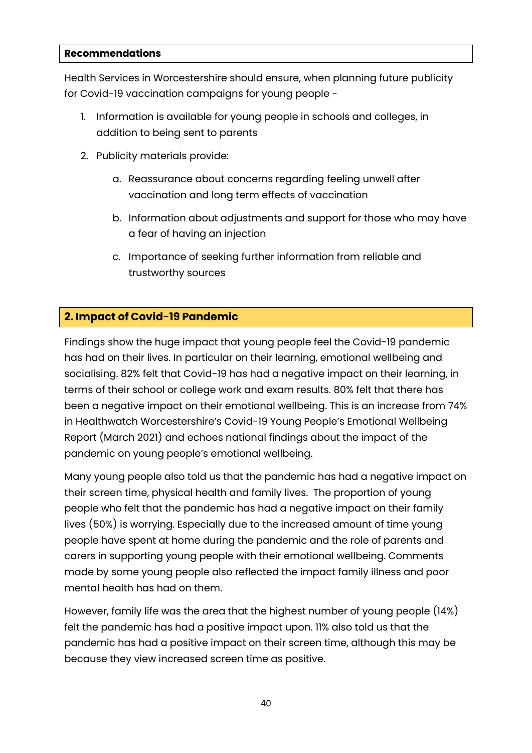**Recommendations**

Health Services in Worcestershire should ensure, when planning future publicity for Covid-19 vaccination campaigns for young people -

1. Information is available for young people in schools and colleges, in addition to being sent to parents
2. Publicity materials provide:
    a. Reassurance about concerns regarding feeling unwell after vaccination and long term effects of vaccination
    b. Information about adjustments and support for those who may have a fear of having an injection
    c. Importance of seeking further information from reliable and trustworthy sources

## 2. Impact of Covid-19 Pandemic

Findings show the huge impact that young people feel the Covid-19 pandemic has had on their lives. In particular on their learning, emotional wellbeing and socialising. 82% felt that Covid-19 has had a negative impact on their learning, in terms of their school or college work and exam results. 80% felt that there has been a negative impact on their emotional wellbeing. This is an increase from 74% in Healthwatch Worcestershire's Covid-19 Young People's Emotional Wellbeing Report (March 2021) and echoes national findings about the impact of the pandemic on young people's emotional wellbeing.

Many young people also told us that the pandemic has had a negative impact on their screen time, physical health and family lives. The proportion of young people who felt that the pandemic has had a negative impact on their family lives (50%) is worrying. Especially due to the increased amount of time young people have spent at home during the pandemic and the role of parents and carers in supporting young people with their emotional wellbeing. Comments made by some young people also reflected the impact family illness and poor mental health has had on them.

However, family life was the area that the highest number of young people (14%) felt the pandemic has had a positive impact upon. 11% also told us that the pandemic has had a positive impact on their screen time, although this may be because they view increased screen time as positive.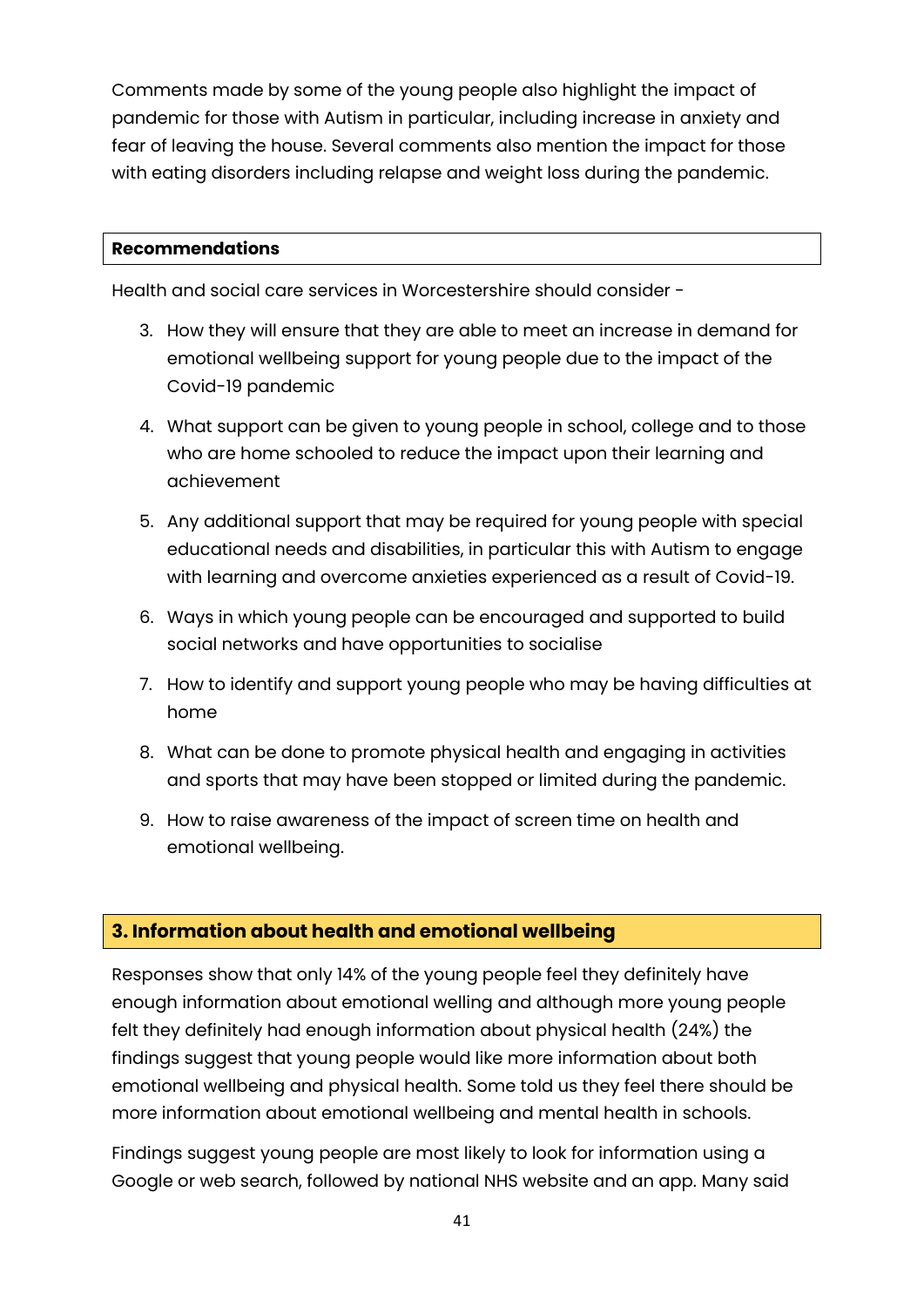Comments made by some of the young people also highlight the impact of pandemic for those with Autism in particular, including increase in anxiety and fear of leaving the house. Several comments also mention the impact for those with eating disorders including relapse and weight loss during the pandemic.

**Recommendations**

Health and social care services in Worcestershire should consider -

3. How they will ensure that they are able to meet an increase in demand for emotional wellbeing support for young people due to the impact of the Covid-19 pandemic
4. What support can be given to young people in school, college and to those who are home schooled to reduce the impact upon their learning and achievement
5. Any additional support that may be required for young people with special educational needs and disabilities, in particular this with Autism to engage with learning and overcome anxieties experienced as a result of Covid-19.
6. Ways in which young people can be encouraged and supported to build social networks and have opportunities to socialise
7. How to identify and support young people who may be having difficulties at home
8. What can be done to promote physical health and engaging in activities and sports that may have been stopped or limited during the pandemic.
9. How to raise awareness of the impact of screen time on health and emotional wellbeing.

## 3. Information about health and emotional wellbeing

Responses show that only 14% of the young people feel they definitely have enough information about emotional welling and although more young people felt they definitely had enough information about physical health (24%) the findings suggest that young people would like more information about both emotional wellbeing and physical health. Some told us they feel there should be more information about emotional wellbeing and mental health in schools.

Findings suggest young people are most likely to look for information using a Google or web search, followed by national NHS website and an app. Many said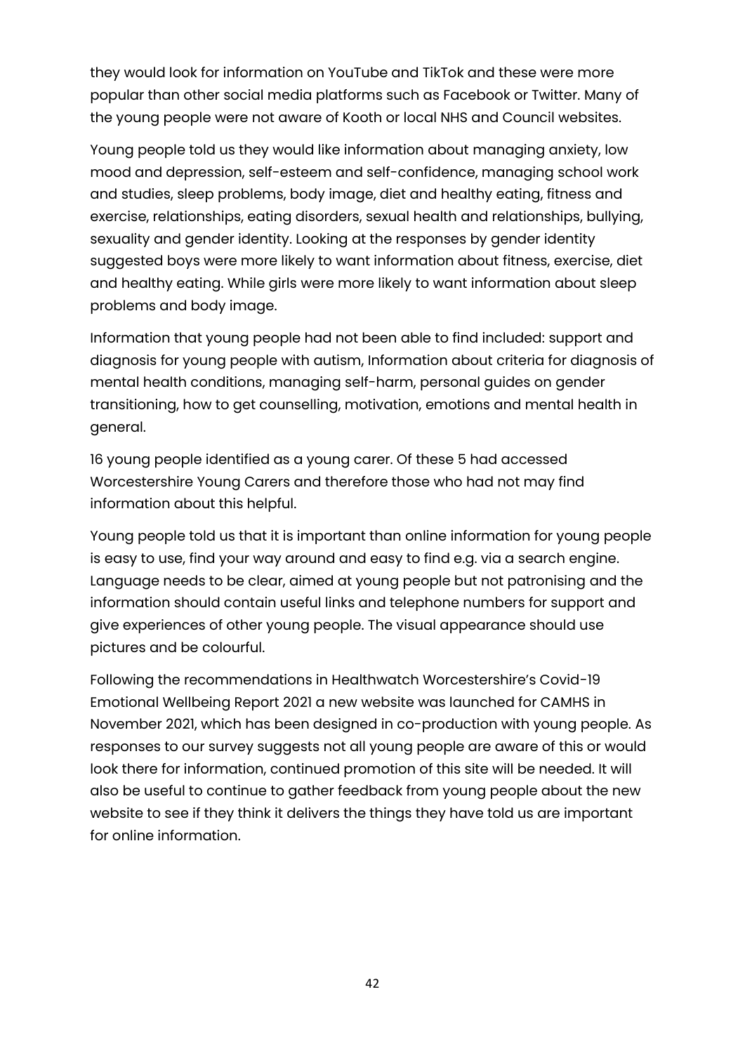they would look for information on YouTube and TikTok and these were more popular than other social media platforms such as Facebook or Twitter. Many of the young people were not aware of Kooth or local NHS and Council websites.

Young people told us they would like information about managing anxiety, low mood and depression, self-esteem and self-confidence, managing school work and studies, sleep problems, body image, diet and healthy eating, fitness and exercise, relationships, eating disorders, sexual health and relationships, bullying, sexuality and gender identity. Looking at the responses by gender identity suggested boys were more likely to want information about fitness, exercise, diet and healthy eating. While girls were more likely to want information about sleep problems and body image.

Information that young people had not been able to find included: support and diagnosis for young people with autism, Information about criteria for diagnosis of mental health conditions, managing self-harm, personal guides on gender transitioning, how to get counselling, motivation, emotions and mental health in general.

16 young people identified as a young carer. Of these 5 had accessed Worcestershire Young Carers and therefore those who had not may find information about this helpful.

Young people told us that it is important than online information for young people is easy to use, find your way around and easy to find e.g. via a search engine. Language needs to be clear, aimed at young people but not patronising and the information should contain useful links and telephone numbers for support and give experiences of other young people. The visual appearance should use pictures and be colourful.

Following the recommendations in Healthwatch Worcestershire's Covid-19 Emotional Wellbeing Report 2021 a new website was launched for CAMHS in November 2021, which has been designed in co-production with young people. As responses to our survey suggests not all young people are aware of this or would look there for information, continued promotion of this site will be needed. It will also be useful to continue to gather feedback from young people about the new website to see if they think it delivers the things they have told us are important for online information.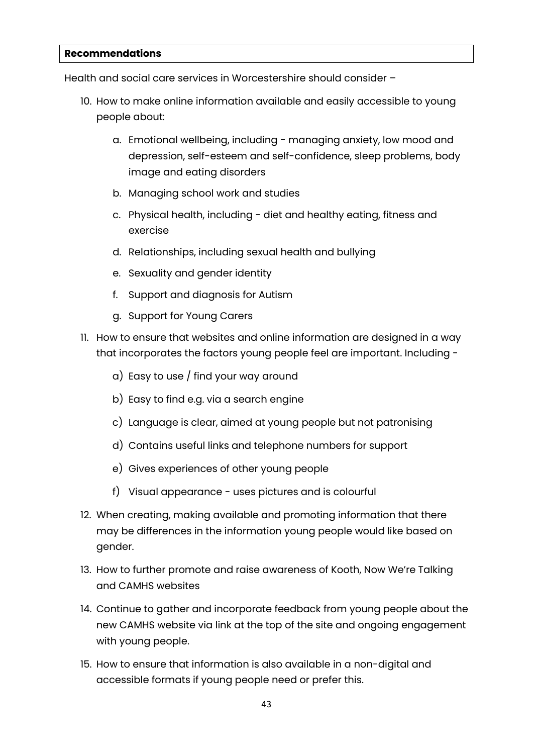**Recommendations**

Health and social care services in Worcestershire should consider –

10. How to make online information available and easily accessible to young people about:

    a. Emotional wellbeing, including - managing anxiety, low mood and depression, self-esteem and self-confidence, sleep problems, body image and eating disorders

    b. Managing school work and studies

    c. Physical health, including - diet and healthy eating, fitness and exercise

    d. Relationships, including sexual health and bullying

    e. Sexuality and gender identity

    f. Support and diagnosis for Autism

    g. Support for Young Carers

11. How to ensure that websites and online information are designed in a way that incorporates the factors young people feel are important. Including -

    a) Easy to use / find your way around

    b) Easy to find e.g. via a search engine

    c) Language is clear, aimed at young people but not patronising

    d) Contains useful links and telephone numbers for support

    e) Gives experiences of other young people

    f) Visual appearance - uses pictures and is colourful

12. When creating, making available and promoting information that there may be differences in the information young people would like based on gender.

13. How to further promote and raise awareness of Kooth, Now We're Talking and CAMHS websites

14. Continue to gather and incorporate feedback from young people about the new CAMHS website via link at the top of the site and ongoing engagement with young people.

15. How to ensure that information is also available in a non-digital and accessible formats if young people need or prefer this.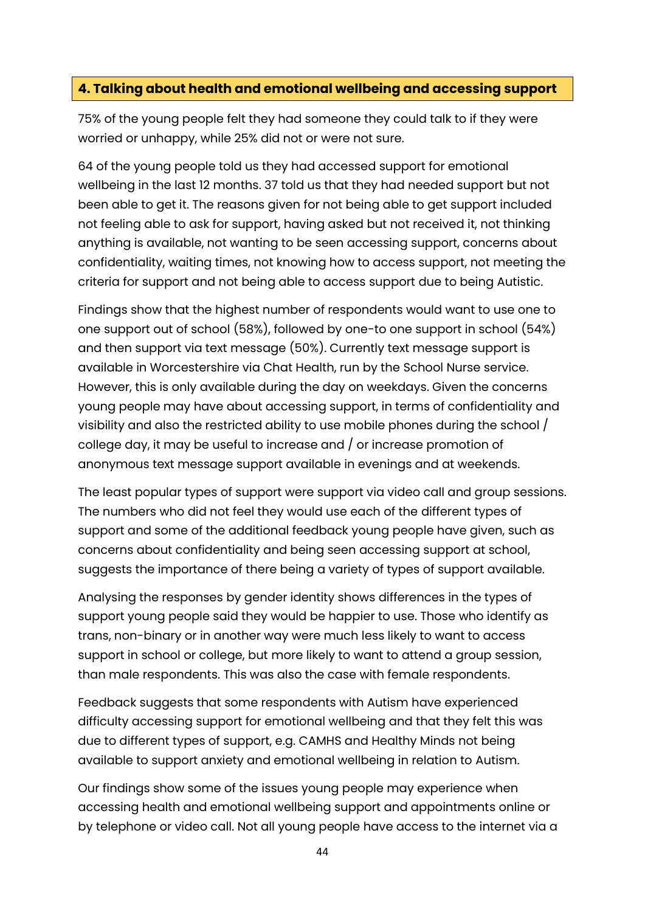## 4. Talking about health and emotional wellbeing and accessing support

75% of the young people felt they had someone they could talk to if they were worried or unhappy, while 25% did not or were not sure.

64 of the young people told us they had accessed support for emotional wellbeing in the last 12 months. 37 told us that they had needed support but not been able to get it. The reasons given for not being able to get support included not feeling able to ask for support, having asked but not received it, not thinking anything is available, not wanting to be seen accessing support, concerns about confidentiality, waiting times, not knowing how to access support, not meeting the criteria for support and not being able to access support due to being Autistic.

Findings show that the highest number of respondents would want to use one to one support out of school (58%), followed by one-to one support in school (54%) and then support via text message (50%). Currently text message support is available in Worcestershire via Chat Health, run by the School Nurse service. However, this is only available during the day on weekdays. Given the concerns young people may have about accessing support, in terms of confidentiality and visibility and also the restricted ability to use mobile phones during the school / college day, it may be useful to increase and / or increase promotion of anonymous text message support available in evenings and at weekends.

The least popular types of support were support via video call and group sessions. The numbers who did not feel they would use each of the different types of support and some of the additional feedback young people have given, such as concerns about confidentiality and being seen accessing support at school, suggests the importance of there being a variety of types of support available.

Analysing the responses by gender identity shows differences in the types of support young people said they would be happier to use. Those who identify as trans, non-binary or in another way were much less likely to want to access support in school or college, but more likely to want to attend a group session, than male respondents. This was also the case with female respondents.

Feedback suggests that some respondents with Autism have experienced difficulty accessing support for emotional wellbeing and that they felt this was due to different types of support, e.g. CAMHS and Healthy Minds not being available to support anxiety and emotional wellbeing in relation to Autism.

Our findings show some of the issues young people may experience when accessing health and emotional wellbeing support and appointments online or by telephone or video call. Not all young people have access to the internet via a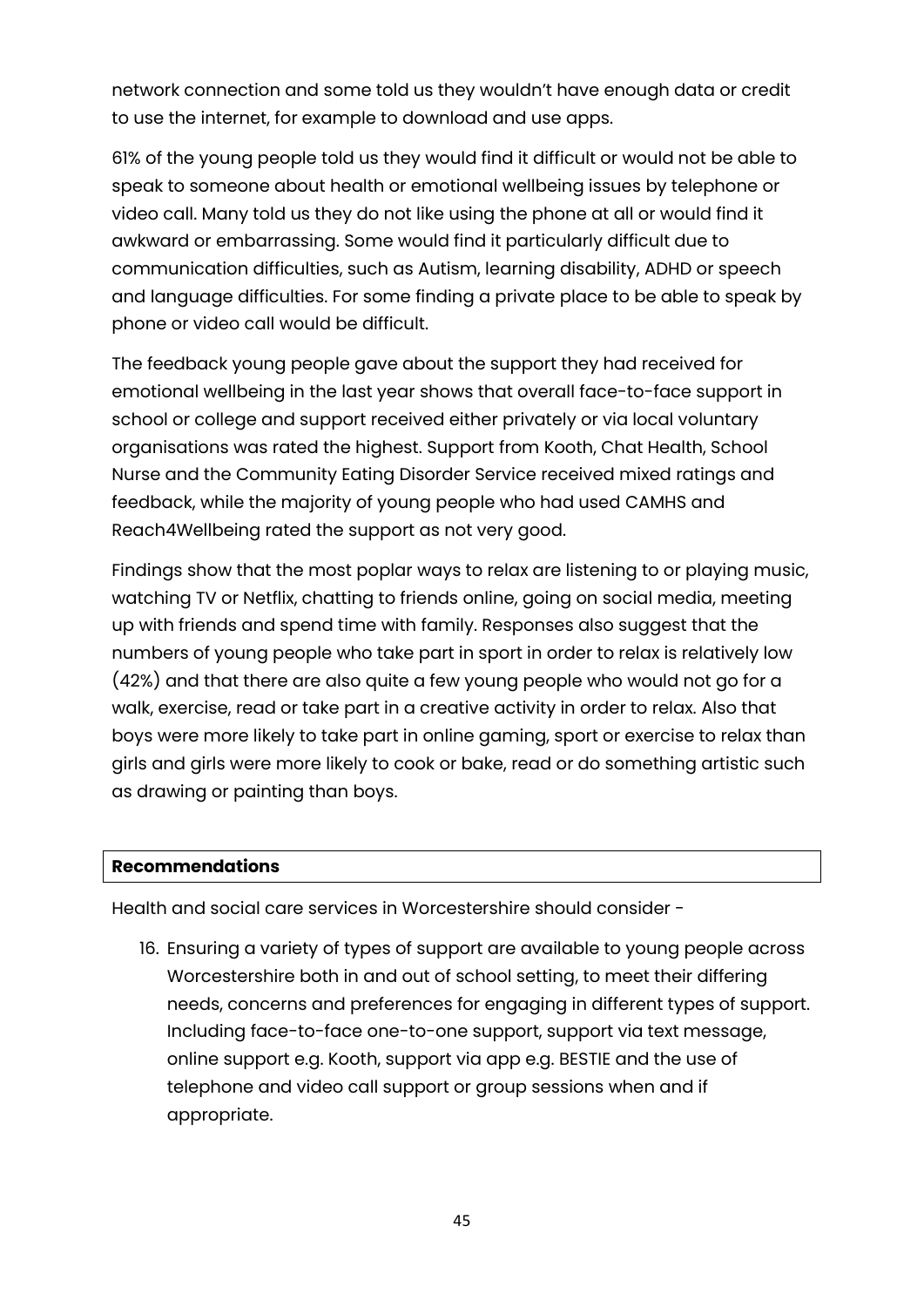network connection and some told us they wouldn't have enough data or credit to use the internet, for example to download and use apps.

61% of the young people told us they would find it difficult or would not be able to speak to someone about health or emotional wellbeing issues by telephone or video call. Many told us they do not like using the phone at all or would find it awkward or embarrassing. Some would find it particularly difficult due to communication difficulties, such as Autism, learning disability, ADHD or speech and language difficulties. For some finding a private place to be able to speak by phone or video call would be difficult.

The feedback young people gave about the support they had received for emotional wellbeing in the last year shows that overall face-to-face support in school or college and support received either privately or via local voluntary organisations was rated the highest. Support from Kooth, Chat Health, School Nurse and the Community Eating Disorder Service received mixed ratings and feedback, while the majority of young people who had used CAMHS and Reach4Wellbeing rated the support as not very good.

Findings show that the most poplar ways to relax are listening to or playing music, watching TV or Netflix, chatting to friends online, going on social media, meeting up with friends and spend time with family. Responses also suggest that the numbers of young people who take part in sport in order to relax is relatively low (42%) and that there are also quite a few young people who would not go for a walk, exercise, read or take part in a creative activity in order to relax. Also that boys were more likely to take part in online gaming, sport or exercise to relax than girls and girls were more likely to cook or bake, read or do something artistic such as drawing or painting than boys.

**Recommendations**

Health and social care services in Worcestershire should consider -

16. Ensuring a variety of types of support are available to young people across Worcestershire both in and out of school setting, to meet their differing needs, concerns and preferences for engaging in different types of support. Including face-to-face one-to-one support, support via text message, online support e.g. Kooth, support via app e.g. BESTIE and the use of telephone and video call support or group sessions when and if appropriate.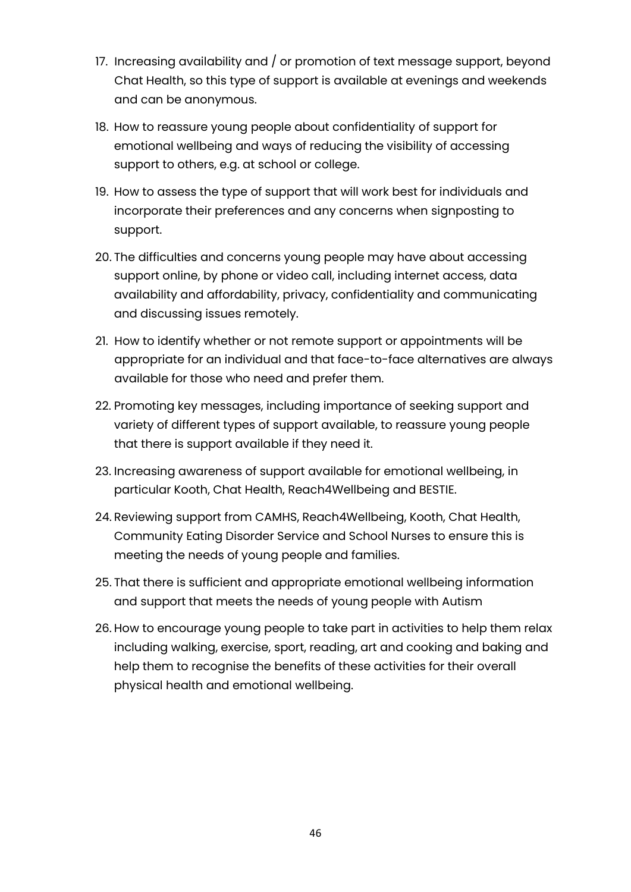17. Increasing availability and / or promotion of text message support, beyond Chat Health, so this type of support is available at evenings and weekends and can be anonymous.
18. How to reassure young people about confidentiality of support for emotional wellbeing and ways of reducing the visibility of accessing support to others, e.g. at school or college.
19. How to assess the type of support that will work best for individuals and incorporate their preferences and any concerns when signposting to support.
20. The difficulties and concerns young people may have about accessing support online, by phone or video call, including internet access, data availability and affordability, privacy, confidentiality and communicating and discussing issues remotely.
21. How to identify whether or not remote support or appointments will be appropriate for an individual and that face-to-face alternatives are always available for those who need and prefer them.
22. Promoting key messages, including importance of seeking support and variety of different types of support available, to reassure young people that there is support available if they need it.
23. Increasing awareness of support available for emotional wellbeing, in particular Kooth, Chat Health, Reach4Wellbeing and BESTIE.
24. Reviewing support from CAMHS, Reach4Wellbeing, Kooth, Chat Health, Community Eating Disorder Service and School Nurses to ensure this is meeting the needs of young people and families.
25. That there is sufficient and appropriate emotional wellbeing information and support that meets the needs of young people with Autism
26. How to encourage young people to take part in activities to help them relax including walking, exercise, sport, reading, art and cooking and baking and help them to recognise the benefits of these activities for their overall physical health and emotional wellbeing.